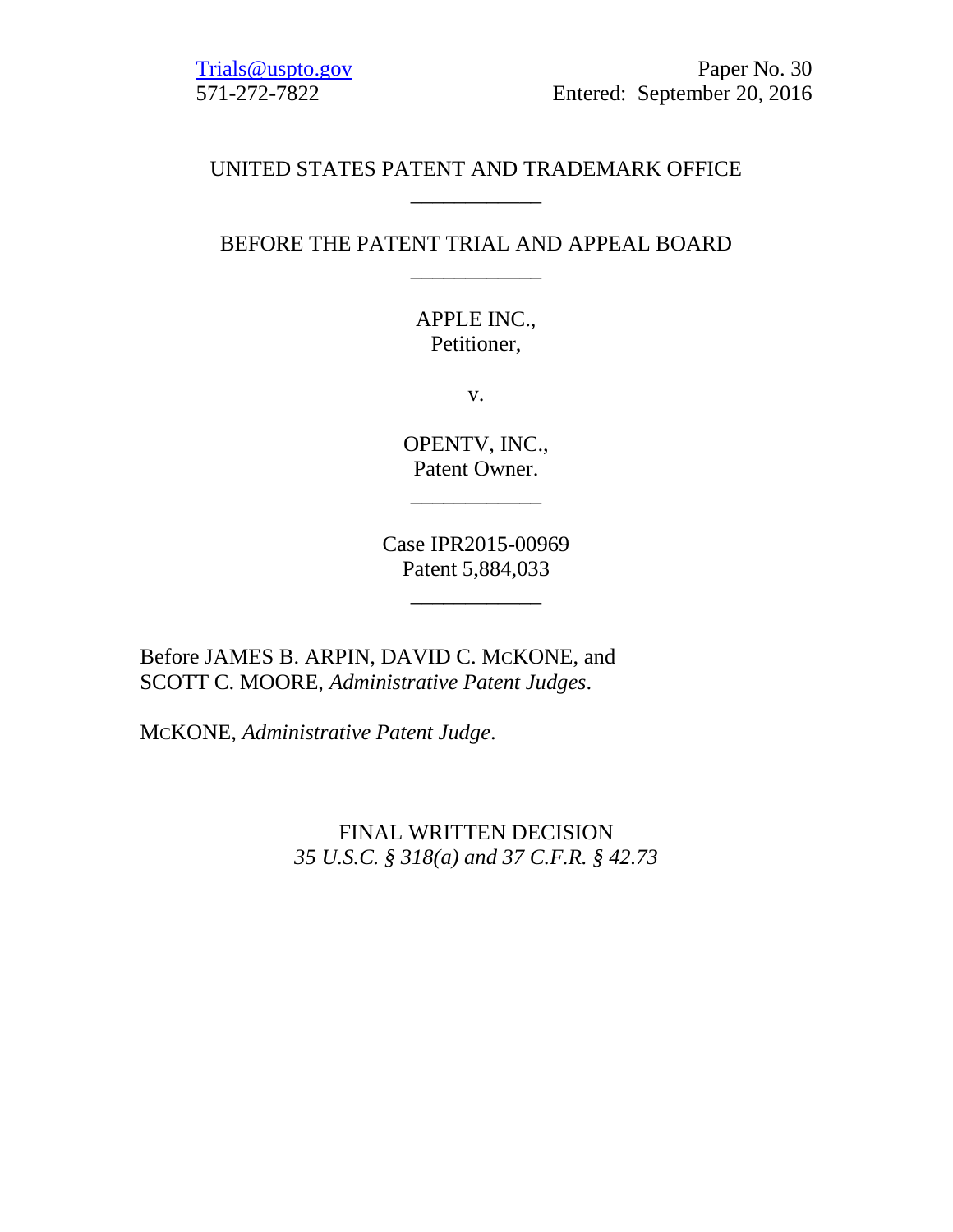Trials@uspto.gov
571-272-7822

Paper No. 30
Entered: September 20, 2016

UNITED STATES PATENT AND TRADEMARK OFFICE

---

BEFORE THE PATENT TRIAL AND APPEAL BOARD

---

APPLE INC.,
Petitioner,

v.

OPENTV, INC.,
Patent Owner.

---

Case IPR2015-00969
Patent 5,884,033

---

Before JAMES B. ARPIN, DAVID C. MCKONE, and SCOTT C. MOORE, *Administrative Patent Judges*.

MCKONE, *Administrative Patent Judge*.

FINAL WRITTEN DECISION
*35 U.S.C. § 318(a) and 37 C.F.R. § 42.73*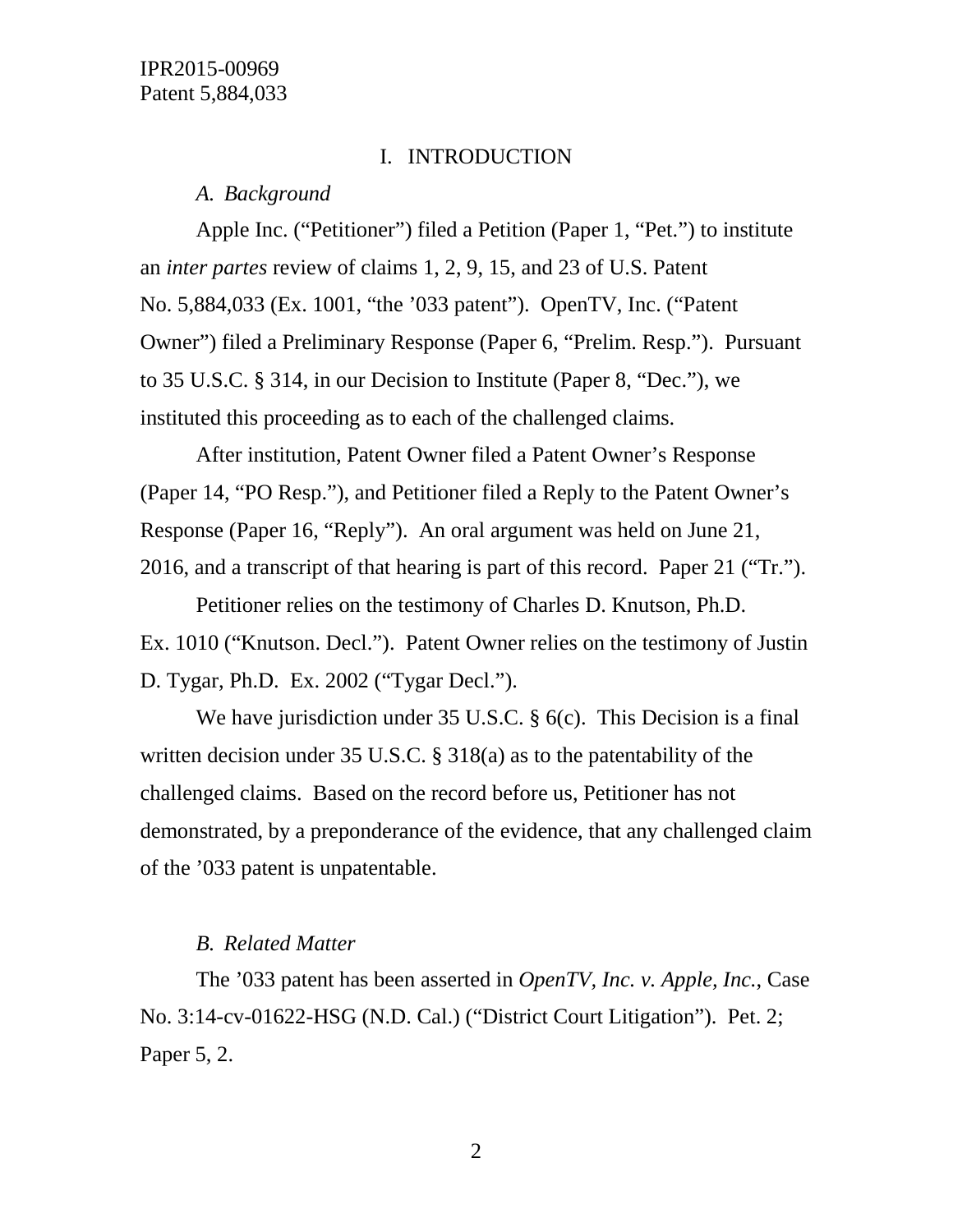# I. INTRODUCTION

## *A. Background*

Apple Inc. ("Petitioner") filed a Petition (Paper 1, "Pet.") to institute an *inter partes* review of claims 1, 2, 9, 15, and 23 of U.S. Patent No. 5,884,033 (Ex. 1001, "the '033 patent"). OpenTV, Inc. ("Patent Owner") filed a Preliminary Response (Paper 6, "Prelim. Resp."). Pursuant to 35 U.S.C. § 314, in our Decision to Institute (Paper 8, "Dec."), we instituted this proceeding as to each of the challenged claims.

After institution, Patent Owner filed a Patent Owner's Response (Paper 14, "PO Resp."), and Petitioner filed a Reply to the Patent Owner's Response (Paper 16, "Reply"). An oral argument was held on June 21, 2016, and a transcript of that hearing is part of this record. Paper 21 ("Tr.").

Petitioner relies on the testimony of Charles D. Knutson, Ph.D. Ex. 1010 ("Knutson. Decl."). Patent Owner relies on the testimony of Justin D. Tygar, Ph.D. Ex. 2002 ("Tygar Decl.").

We have jurisdiction under 35 U.S.C. § 6(c). This Decision is a final written decision under 35 U.S.C. § 318(a) as to the patentability of the challenged claims. Based on the record before us, Petitioner has not demonstrated, by a preponderance of the evidence, that any challenged claim of the '033 patent is unpatentable.

## *B. Related Matter*

The '033 patent has been asserted in *OpenTV, Inc. v. Apple, Inc.*, Case No. 3:14-cv-01622-HSG (N.D. Cal.) ("District Court Litigation"). Pet. 2; Paper 5, 2.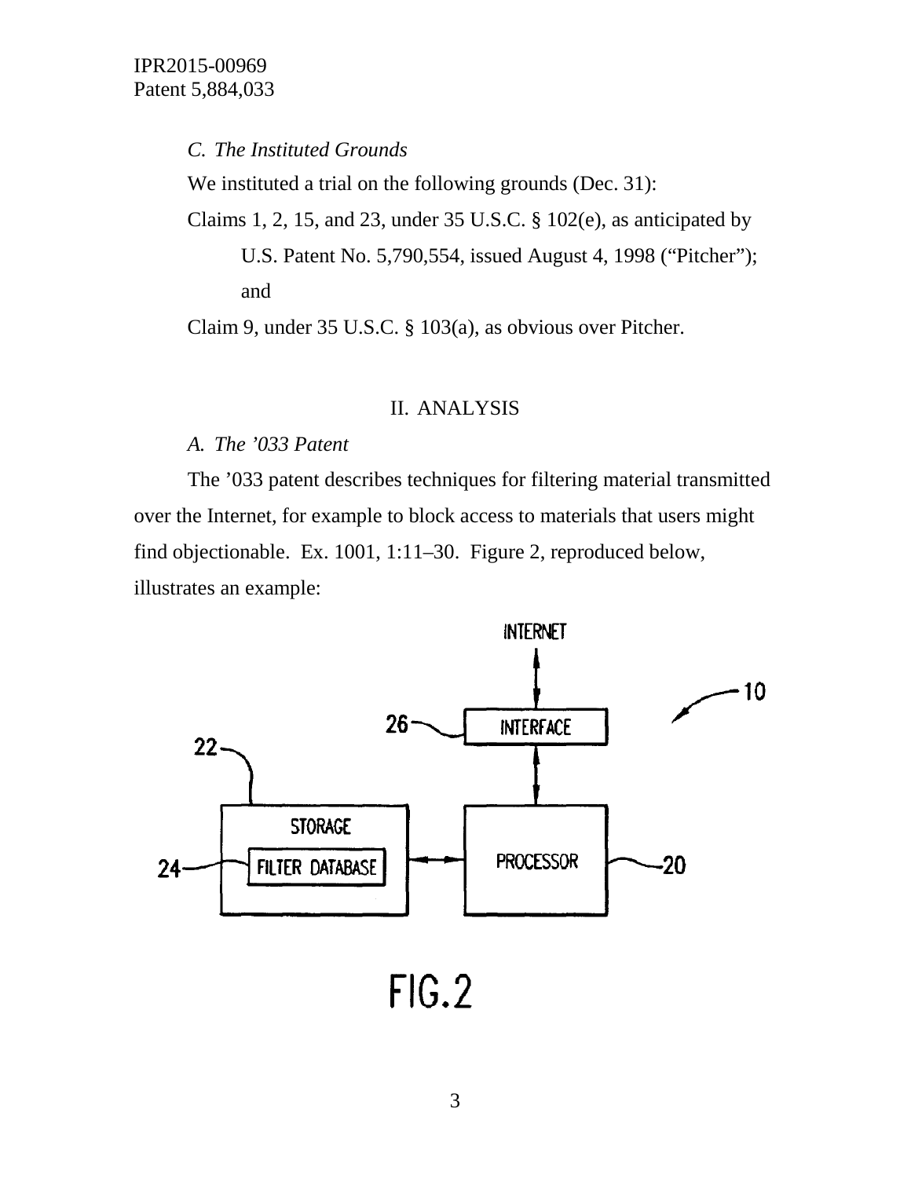*C. The Instituted Grounds*

We instituted a trial on the following grounds (Dec. 31):

Claims 1, 2, 15, and 23, under 35 U.S.C. § 102(e), as anticipated by U.S. Patent No. 5,790,554, issued August 4, 1998 ("Pitcher"); and

Claim 9, under 35 U.S.C. § 103(a), as obvious over Pitcher.

## II. ANALYSIS

*A. The '033 Patent*

The '033 patent describes techniques for filtering material transmitted over the Internet, for example to block access to materials that users might find objectionable. Ex. 1001, 1:11–30. Figure 2, reproduced below, illustrates an example:

FIG. 2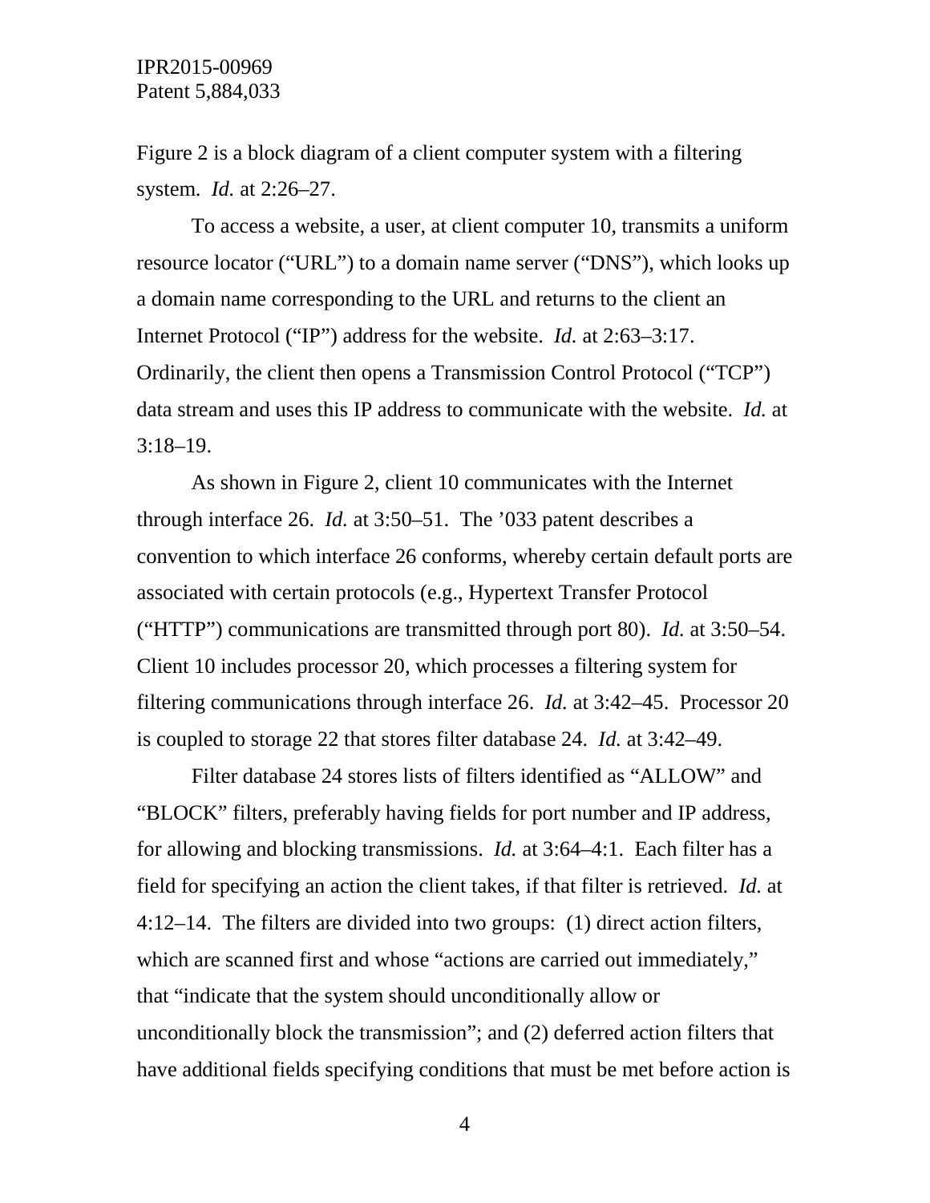Figure 2 is a block diagram of a client computer system with a filtering system. *Id.* at 2:26–27.

To access a website, a user, at client computer 10, transmits a uniform resource locator ("URL") to a domain name server ("DNS"), which looks up a domain name corresponding to the URL and returns to the client an Internet Protocol ("IP") address for the website. *Id.* at 2:63–3:17. Ordinarily, the client then opens a Transmission Control Protocol ("TCP") data stream and uses this IP address to communicate with the website. *Id.* at 3:18–19.

As shown in Figure 2, client 10 communicates with the Internet through interface 26. *Id.* at 3:50–51. The '033 patent describes a convention to which interface 26 conforms, whereby certain default ports are associated with certain protocols (e.g., Hypertext Transfer Protocol ("HTTP") communications are transmitted through port 80). *Id.* at 3:50–54. Client 10 includes processor 20, which processes a filtering system for filtering communications through interface 26. *Id.* at 3:42–45. Processor 20 is coupled to storage 22 that stores filter database 24. *Id.* at 3:42–49.

Filter database 24 stores lists of filters identified as "ALLOW" and "BLOCK" filters, preferably having fields for port number and IP address, for allowing and blocking transmissions. *Id.* at 3:64–4:1. Each filter has a field for specifying an action the client takes, if that filter is retrieved. *Id.* at 4:12–14. The filters are divided into two groups: (1) direct action filters, which are scanned first and whose "actions are carried out immediately," that "indicate that the system should unconditionally allow or unconditionally block the transmission"; and (2) deferred action filters that have additional fields specifying conditions that must be met before action is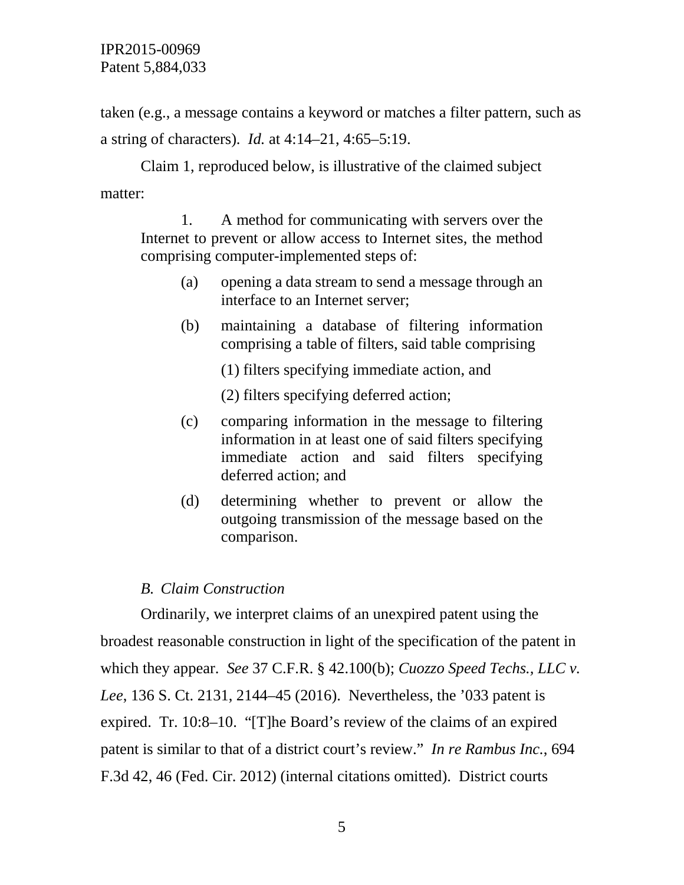taken (e.g., a message contains a keyword or matches a filter pattern, such as a string of characters). *Id.* at 4:14–21, 4:65–5:19.

Claim 1, reproduced below, is illustrative of the claimed subject matter:

> 1. A method for communicating with servers over the Internet to prevent or allow access to Internet sites, the method comprising computer-implemented steps of:
>
> (a) opening a data stream to send a message through an interface to an Internet server;
>
> (b) maintaining a database of filtering information comprising a table of filters, said table comprising
>
> (1) filters specifying immediate action, and
>
> (2) filters specifying deferred action;
>
> (c) comparing information in the message to filtering information in at least one of said filters specifying immediate action and said filters specifying deferred action; and
>
> (d) determining whether to prevent or allow the outgoing transmission of the message based on the comparison.

### *B. Claim Construction*

Ordinarily, we interpret claims of an unexpired patent using the broadest reasonable construction in light of the specification of the patent in which they appear. *See* 37 C.F.R. § 42.100(b); *Cuozzo Speed Techs., LLC v. Lee*, 136 S. Ct. 2131, 2144–45 (2016). Nevertheless, the '033 patent is expired. Tr. 10:8–10. "[T]he Board's review of the claims of an expired patent is similar to that of a district court's review." *In re Rambus Inc.*, 694 F.3d 42, 46 (Fed. Cir. 2012) (internal citations omitted). District courts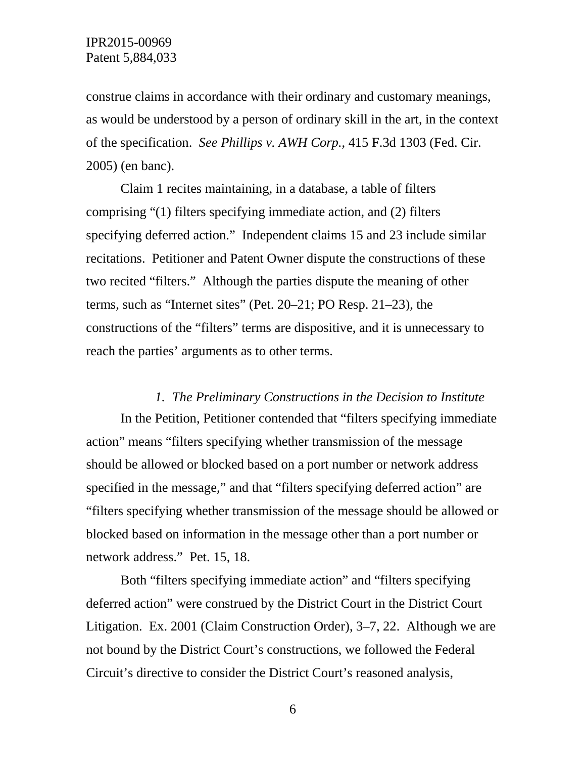construe claims in accordance with their ordinary and customary meanings, as would be understood by a person of ordinary skill in the art, in the context of the specification. *See Phillips v. AWH Corp.*, 415 F.3d 1303 (Fed. Cir. 2005) (en banc).

Claim 1 recites maintaining, in a database, a table of filters comprising "(1) filters specifying immediate action, and (2) filters specifying deferred action." Independent claims 15 and 23 include similar recitations. Petitioner and Patent Owner dispute the constructions of these two recited "filters." Although the parties dispute the meaning of other terms, such as "Internet sites" (Pet. 20–21; PO Resp. 21–23), the constructions of the "filters" terms are dispositive, and it is unnecessary to reach the parties' arguments as to other terms.

### *1. The Preliminary Constructions in the Decision to Institute*

In the Petition, Petitioner contended that "filters specifying immediate action" means "filters specifying whether transmission of the message should be allowed or blocked based on a port number or network address specified in the message," and that "filters specifying deferred action" are "filters specifying whether transmission of the message should be allowed or blocked based on information in the message other than a port number or network address." Pet. 15, 18.

Both "filters specifying immediate action" and "filters specifying deferred action" were construed by the District Court in the District Court Litigation. Ex. 2001 (Claim Construction Order), 3–7, 22. Although we are not bound by the District Court's constructions, we followed the Federal Circuit's directive to consider the District Court's reasoned analysis,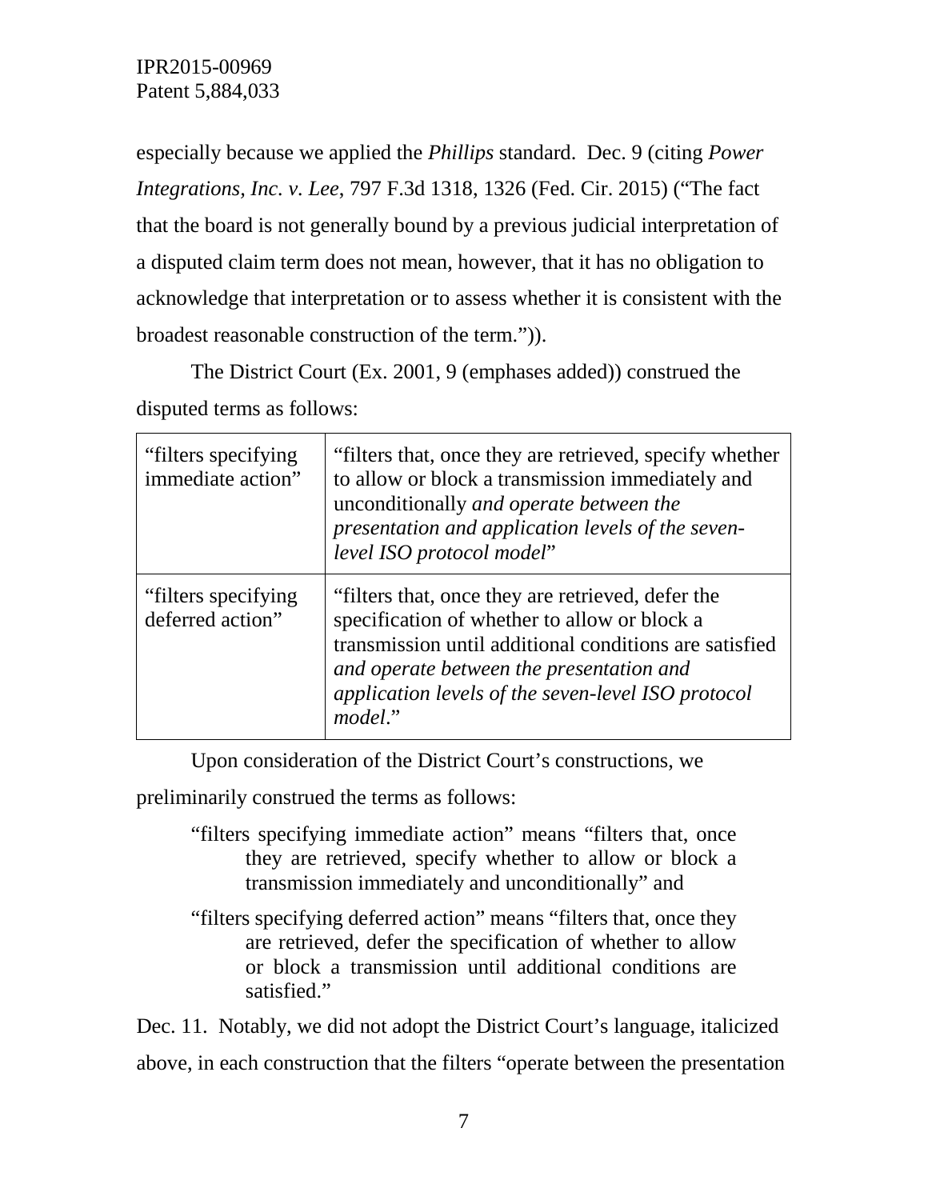especially because we applied the *Phillips* standard. Dec. 9 (citing *Power Integrations, Inc. v. Lee*, 797 F.3d 1318, 1326 (Fed. Cir. 2015) ("The fact that the board is not generally bound by a previous judicial interpretation of a disputed claim term does not mean, however, that it has no obligation to acknowledge that interpretation or to assess whether it is consistent with the broadest reasonable construction of the term.")).

The District Court (Ex. 2001, 9 (emphases added)) construed the disputed terms as follows:

| | |
|---|---|
| "filters specifying immediate action" | "filters that, once they are retrieved, specify whether to allow or block a transmission immediately and unconditionally *and operate between the presentation and application levels of the seven-level ISO protocol model*" |
| "filters specifying deferred action" | "filters that, once they are retrieved, defer the specification of whether to allow or block a transmission until additional conditions are satisfied *and operate between the presentation and application levels of the seven-level ISO protocol model*." |

Upon consideration of the District Court's constructions, we preliminarily construed the terms as follows:

> "filters specifying immediate action" means "filters that, once they are retrieved, specify whether to allow or block a transmission immediately and unconditionally" and
>
> "filters specifying deferred action" means "filters that, once they are retrieved, defer the specification of whether to allow or block a transmission until additional conditions are satisfied."

Dec. 11. Notably, we did not adopt the District Court's language, italicized above, in each construction that the filters "operate between the presentation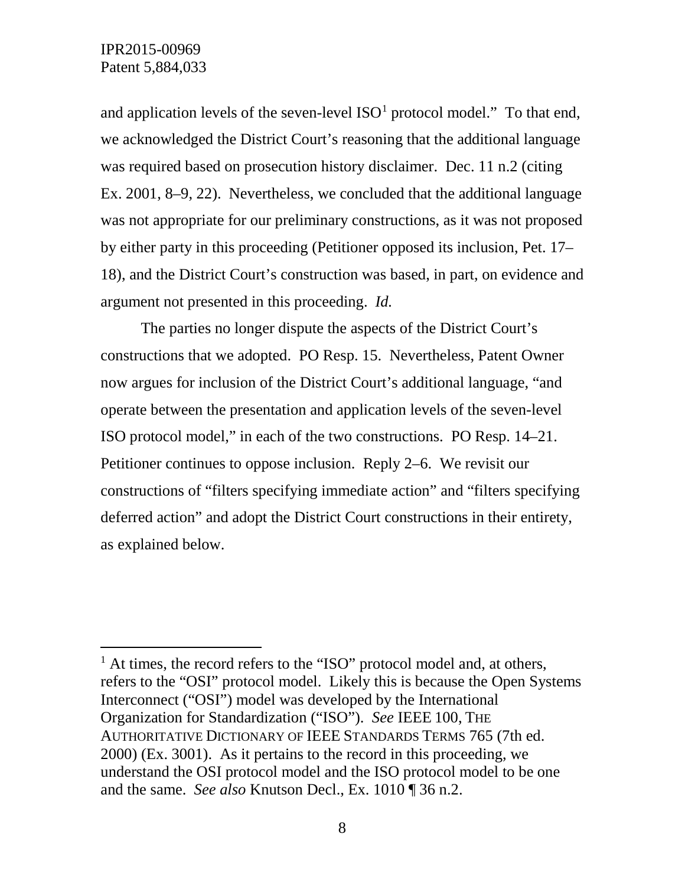and application levels of the seven-level ISO[1] protocol model." To that end, we acknowledged the District Court's reasoning that the additional language was required based on prosecution history disclaimer. Dec. 11 n.2 (citing Ex. 2001, 8–9, 22). Nevertheless, we concluded that the additional language was not appropriate for our preliminary constructions, as it was not proposed by either party in this proceeding (Petitioner opposed its inclusion, Pet. 17–18), and the District Court's construction was based, in part, on evidence and argument not presented in this proceeding. *Id.*

The parties no longer dispute the aspects of the District Court's constructions that we adopted. PO Resp. 15. Nevertheless, Patent Owner now argues for inclusion of the District Court's additional language, "and operate between the presentation and application levels of the seven-level ISO protocol model," in each of the two constructions. PO Resp. 14–21. Petitioner continues to oppose inclusion. Reply 2–6. We revisit our constructions of "filters specifying immediate action" and "filters specifying deferred action" and adopt the District Court constructions in their entirety, as explained below.

---

[1] At times, the record refers to the "ISO" protocol model and, at others, refers to the "OSI" protocol model. Likely this is because the Open Systems Interconnect ("OSI") model was developed by the International Organization for Standardization ("ISO"). *See* IEEE 100, THE AUTHORITATIVE DICTIONARY OF IEEE STANDARDS TERMS 765 (7th ed. 2000) (Ex. 3001). As it pertains to the record in this proceeding, we understand the OSI protocol model and the ISO protocol model to be one and the same. *See also* Knutson Decl., Ex. 1010 ¶ 36 n.2.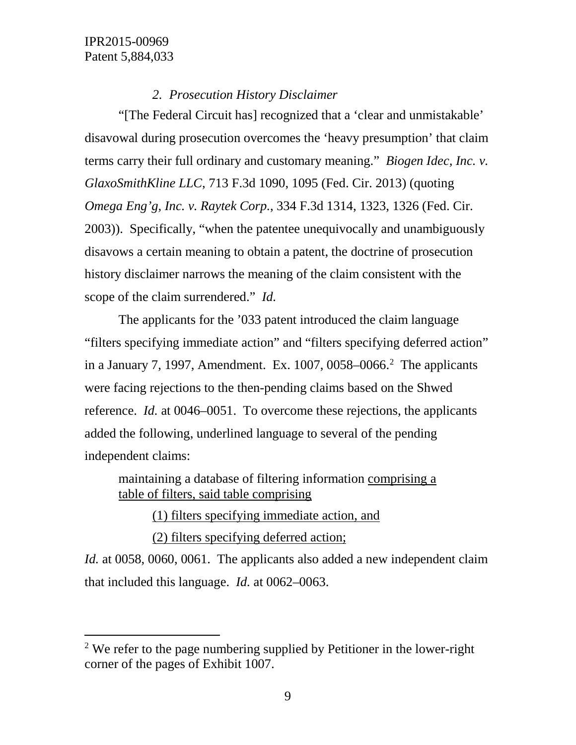### *2. Prosecution History Disclaimer*

"[The Federal Circuit has] recognized that a 'clear and unmistakable' disavowal during prosecution overcomes the 'heavy presumption' that claim terms carry their full ordinary and customary meaning." *Biogen Idec, Inc. v. GlaxoSmithKline LLC*, 713 F.3d 1090, 1095 (Fed. Cir. 2013) (quoting *Omega Eng'g, Inc. v. Raytek Corp.*, 334 F.3d 1314, 1323, 1326 (Fed. Cir. 2003)). Specifically, "when the patentee unequivocally and unambiguously disavows a certain meaning to obtain a patent, the doctrine of prosecution history disclaimer narrows the meaning of the claim consistent with the scope of the claim surrendered." *Id.*

The applicants for the '033 patent introduced the claim language "filters specifying immediate action" and "filters specifying deferred action" in a January 7, 1997, Amendment. Ex. 1007, 0058–0066.[2] The applicants were facing rejections to the then-pending claims based on the Shwed reference. *Id.* at 0046–0051. To overcome these rejections, the applicants added the following, underlined language to several of the pending independent claims:

> maintaining a database of filtering information <u>comprising a table of filters, said table comprising</u>
>
> <u>(1) filters specifying immediate action, and</u>
>
> <u>(2) filters specifying deferred action;</u>

*Id.* at 0058, 0060, 0061. The applicants also added a new independent claim that included this language. *Id.* at 0062–0063.

[2] We refer to the page numbering supplied by Petitioner in the lower-right corner of the pages of Exhibit 1007.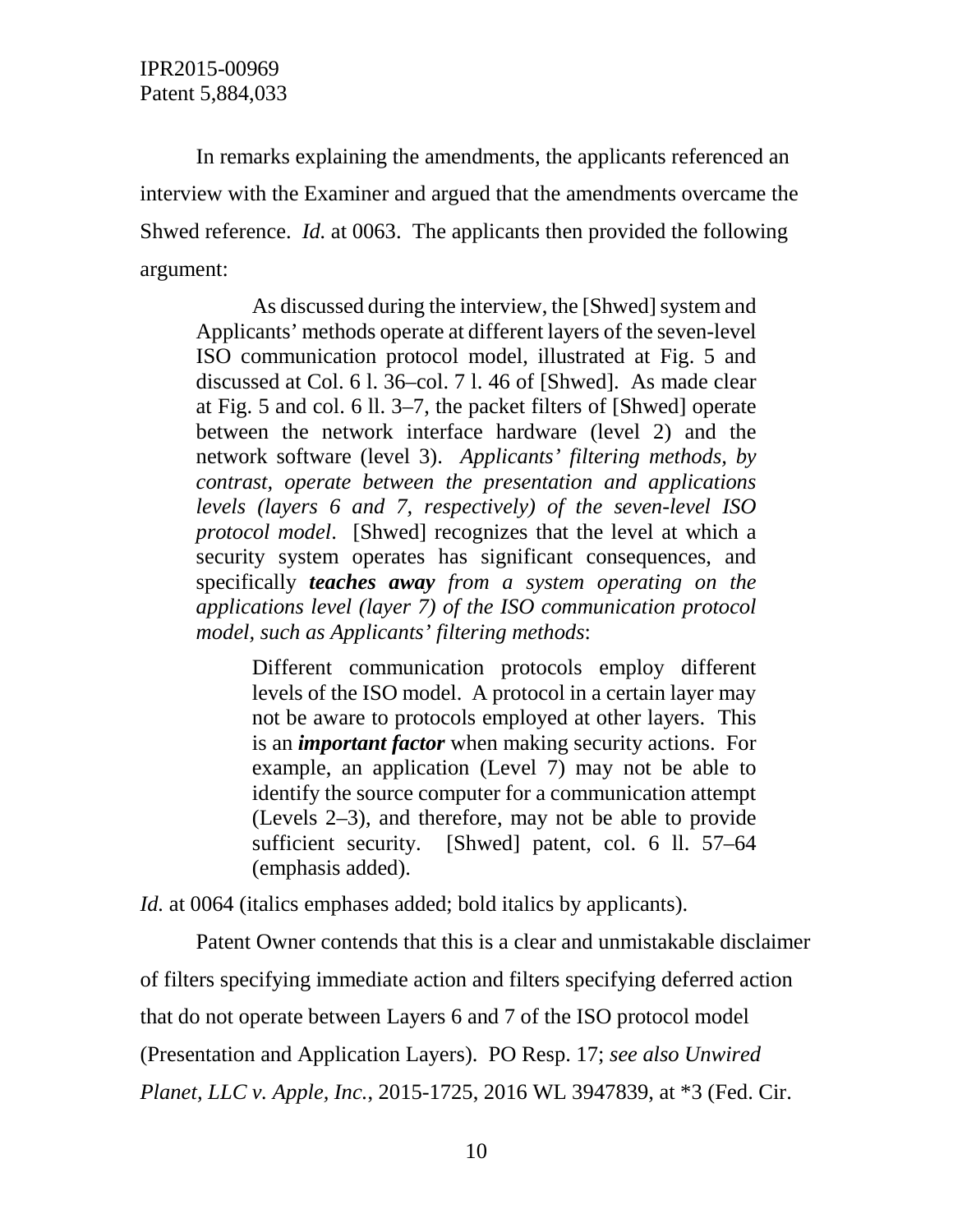In remarks explaining the amendments, the applicants referenced an interview with the Examiner and argued that the amendments overcame the Shwed reference. *Id.* at 0063. The applicants then provided the following argument:

> As discussed during the interview, the [Shwed] system and Applicants' methods operate at different layers of the seven-level ISO communication protocol model, illustrated at Fig. 5 and discussed at Col. 6 l. 36–col. 7 l. 46 of [Shwed]. As made clear at Fig. 5 and col. 6 ll. 3–7, the packet filters of [Shwed] operate between the network interface hardware (level 2) and the network software (level 3). *Applicants' filtering methods, by contrast, operate between the presentation and applications levels (layers 6 and 7, respectively) of the seven-level ISO protocol model*. [Shwed] recognizes that the level at which a security system operates has significant consequences, and specifically ***teaches away*** *from a system operating on the applications level (layer 7) of the ISO communication protocol model, such as Applicants' filtering methods*:
>
> > Different communication protocols employ different levels of the ISO model. A protocol in a certain layer may not be aware to protocols employed at other layers. This is an ***important factor*** when making security actions. For example, an application (Level 7) may not be able to identify the source computer for a communication attempt (Levels 2–3), and therefore, may not be able to provide sufficient security. [Shwed] patent, col. 6 ll. 57–64 (emphasis added).

*Id.* at 0064 (italics emphases added; bold italics by applicants).

Patent Owner contends that this is a clear and unmistakable disclaimer of filters specifying immediate action and filters specifying deferred action that do not operate between Layers 6 and 7 of the ISO protocol model (Presentation and Application Layers). PO Resp. 17; *see also Unwired Planet, LLC v. Apple, Inc.*, 2015-1725, 2016 WL 3947839, at *3 (Fed. Cir.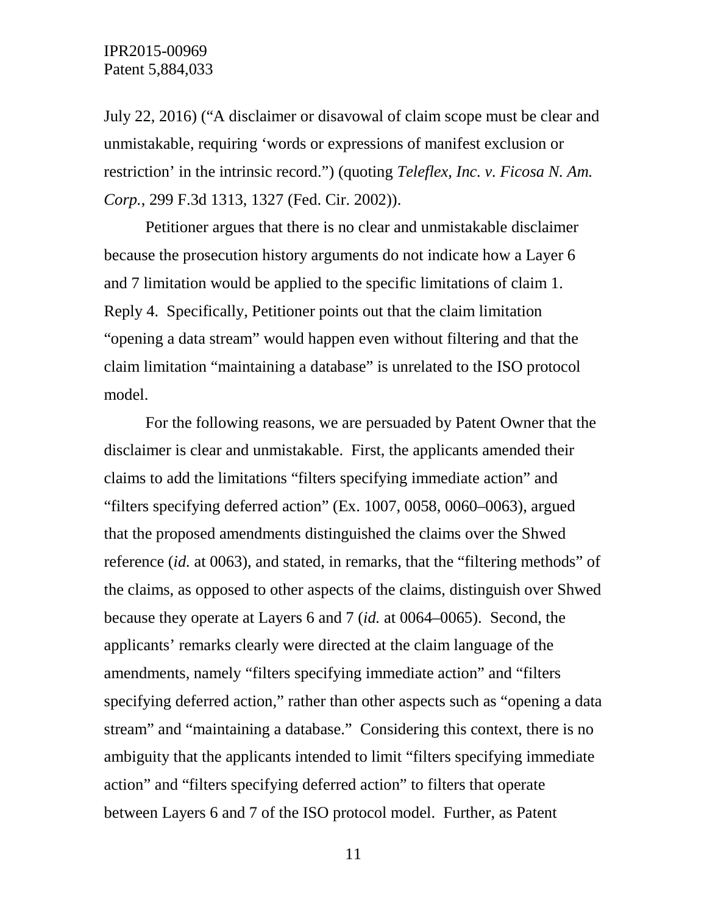July 22, 2016) ("A disclaimer or disavowal of claim scope must be clear and unmistakable, requiring 'words or expressions of manifest exclusion or restriction' in the intrinsic record.") (quoting *Teleflex, Inc. v. Ficosa N. Am. Corp.*, 299 F.3d 1313, 1327 (Fed. Cir. 2002)).

Petitioner argues that there is no clear and unmistakable disclaimer because the prosecution history arguments do not indicate how a Layer 6 and 7 limitation would be applied to the specific limitations of claim 1. Reply 4. Specifically, Petitioner points out that the claim limitation "opening a data stream" would happen even without filtering and that the claim limitation "maintaining a database" is unrelated to the ISO protocol model.

For the following reasons, we are persuaded by Patent Owner that the disclaimer is clear and unmistakable. First, the applicants amended their claims to add the limitations "filters specifying immediate action" and "filters specifying deferred action" (Ex. 1007, 0058, 0060–0063), argued that the proposed amendments distinguished the claims over the Shwed reference (*id.* at 0063), and stated, in remarks, that the "filtering methods" of the claims, as opposed to other aspects of the claims, distinguish over Shwed because they operate at Layers 6 and 7 (*id.* at 0064–0065). Second, the applicants' remarks clearly were directed at the claim language of the amendments, namely "filters specifying immediate action" and "filters specifying deferred action," rather than other aspects such as "opening a data stream" and "maintaining a database." Considering this context, there is no ambiguity that the applicants intended to limit "filters specifying immediate action" and "filters specifying deferred action" to filters that operate between Layers 6 and 7 of the ISO protocol model. Further, as Patent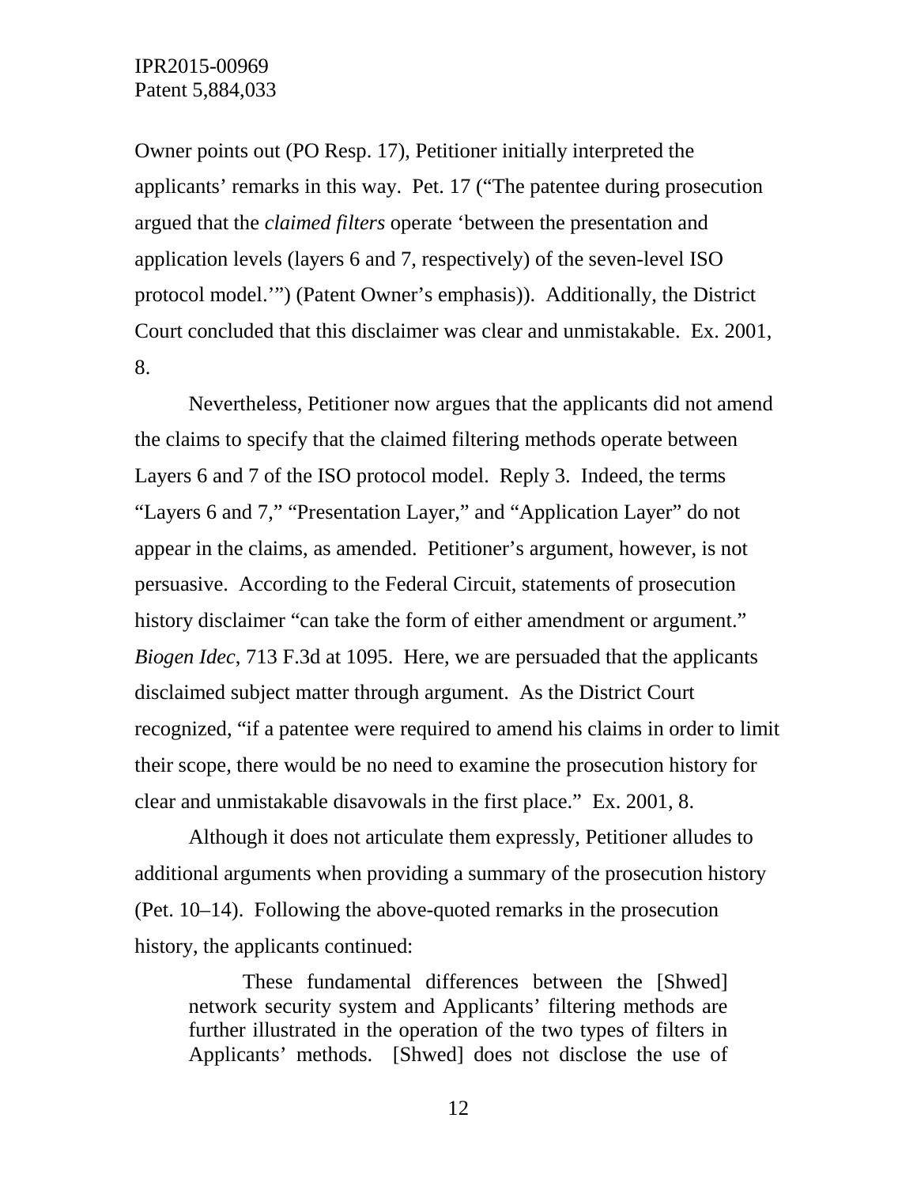Owner points out (PO Resp. 17), Petitioner initially interpreted the applicants' remarks in this way. Pet. 17 ("The patentee during prosecution argued that the *claimed filters* operate 'between the presentation and application levels (layers 6 and 7, respectively) of the seven-level ISO protocol model.'") (Patent Owner's emphasis)). Additionally, the District Court concluded that this disclaimer was clear and unmistakable. Ex. 2001, 8.

Nevertheless, Petitioner now argues that the applicants did not amend the claims to specify that the claimed filtering methods operate between Layers 6 and 7 of the ISO protocol model. Reply 3. Indeed, the terms "Layers 6 and 7," "Presentation Layer," and "Application Layer" do not appear in the claims, as amended. Petitioner's argument, however, is not persuasive. According to the Federal Circuit, statements of prosecution history disclaimer "can take the form of either amendment or argument." *Biogen Idec*, 713 F.3d at 1095. Here, we are persuaded that the applicants disclaimed subject matter through argument. As the District Court recognized, "if a patentee were required to amend his claims in order to limit their scope, there would be no need to examine the prosecution history for clear and unmistakable disavowals in the first place." Ex. 2001, 8.

Although it does not articulate them expressly, Petitioner alludes to additional arguments when providing a summary of the prosecution history (Pet. 10–14). Following the above-quoted remarks in the prosecution history, the applicants continued:

> These fundamental differences between the [Shwed] network security system and Applicants' filtering methods are further illustrated in the operation of the two types of filters in Applicants' methods. [Shwed] does not disclose the use of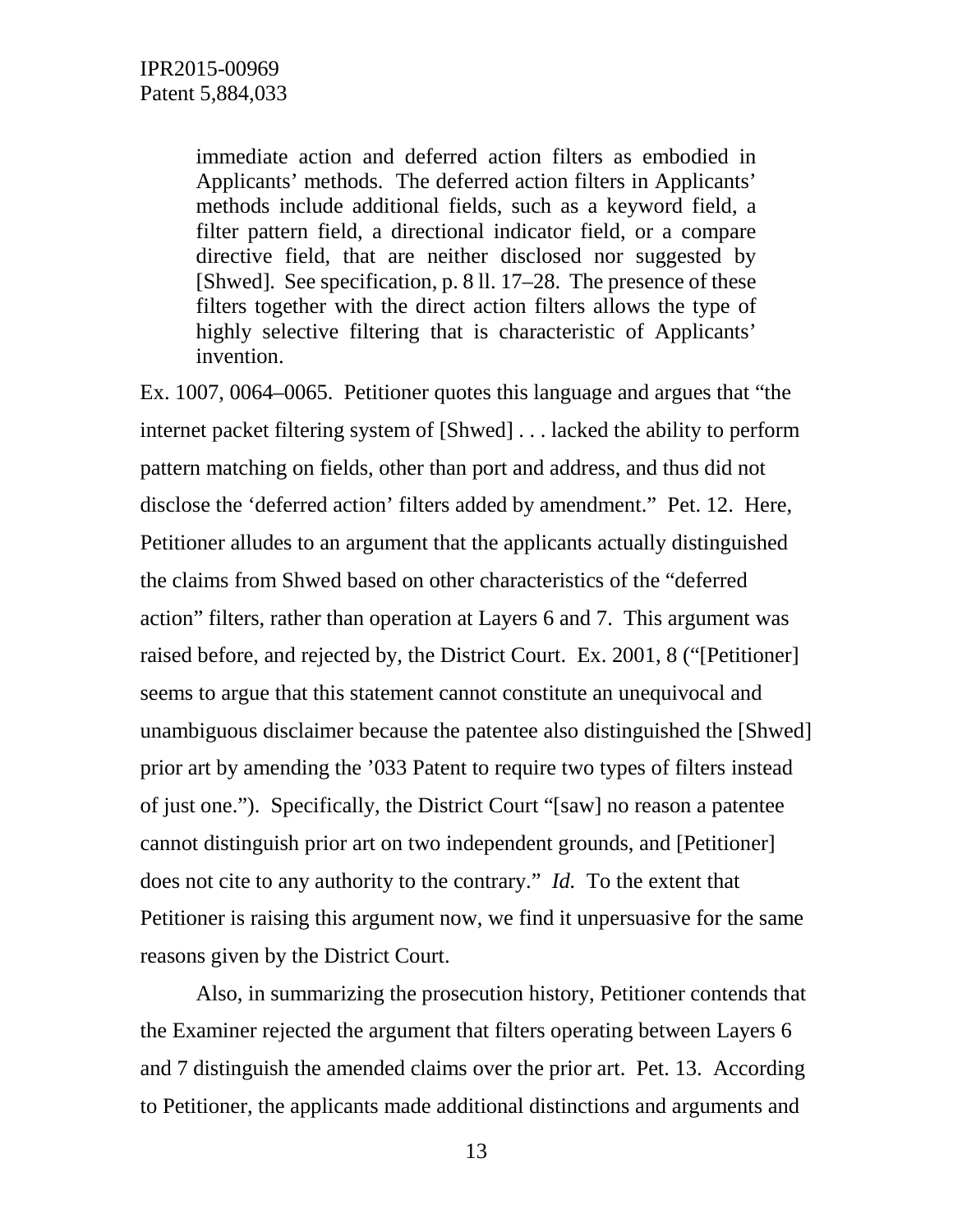> immediate action and deferred action filters as embodied in Applicants' methods. The deferred action filters in Applicants' methods include additional fields, such as a keyword field, a filter pattern field, a directional indicator field, or a compare directive field, that are neither disclosed nor suggested by [Shwed]. See specification, p. 8 ll. 17–28. The presence of these filters together with the direct action filters allows the type of highly selective filtering that is characteristic of Applicants' invention.

Ex. 1007, 0064–0065. Petitioner quotes this language and argues that "the internet packet filtering system of [Shwed] . . . lacked the ability to perform pattern matching on fields, other than port and address, and thus did not disclose the 'deferred action' filters added by amendment." Pet. 12. Here, Petitioner alludes to an argument that the applicants actually distinguished the claims from Shwed based on other characteristics of the "deferred action" filters, rather than operation at Layers 6 and 7. This argument was raised before, and rejected by, the District Court. Ex. 2001, 8 ("[Petitioner] seems to argue that this statement cannot constitute an unequivocal and unambiguous disclaimer because the patentee also distinguished the [Shwed] prior art by amending the '033 Patent to require two types of filters instead of just one."). Specifically, the District Court "[saw] no reason a patentee cannot distinguish prior art on two independent grounds, and [Petitioner] does not cite to any authority to the contrary." *Id.* To the extent that Petitioner is raising this argument now, we find it unpersuasive for the same reasons given by the District Court.

Also, in summarizing the prosecution history, Petitioner contends that the Examiner rejected the argument that filters operating between Layers 6 and 7 distinguish the amended claims over the prior art. Pet. 13. According to Petitioner, the applicants made additional distinctions and arguments and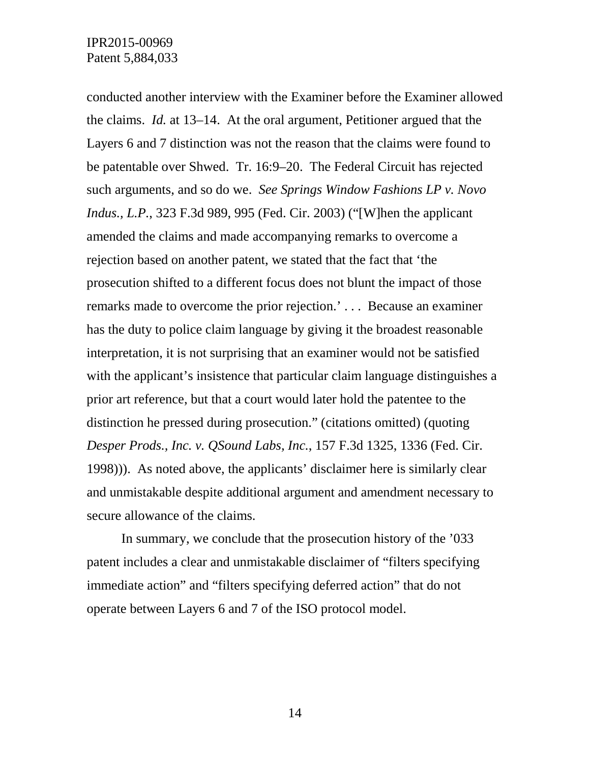conducted another interview with the Examiner before the Examiner allowed the claims. *Id.* at 13–14. At the oral argument, Petitioner argued that the Layers 6 and 7 distinction was not the reason that the claims were found to be patentable over Shwed. Tr. 16:9–20. The Federal Circuit has rejected such arguments, and so do we. *See Springs Window Fashions LP v. Novo Indus., L.P.*, 323 F.3d 989, 995 (Fed. Cir. 2003) ("[W]hen the applicant amended the claims and made accompanying remarks to overcome a rejection based on another patent, we stated that the fact that 'the prosecution shifted to a different focus does not blunt the impact of those remarks made to overcome the prior rejection.' . . . Because an examiner has the duty to police claim language by giving it the broadest reasonable interpretation, it is not surprising that an examiner would not be satisfied with the applicant's insistence that particular claim language distinguishes a prior art reference, but that a court would later hold the patentee to the distinction he pressed during prosecution." (citations omitted) (quoting *Desper Prods., Inc. v. QSound Labs, Inc.*, 157 F.3d 1325, 1336 (Fed. Cir. 1998))). As noted above, the applicants' disclaimer here is similarly clear and unmistakable despite additional argument and amendment necessary to secure allowance of the claims.

In summary, we conclude that the prosecution history of the '033 patent includes a clear and unmistakable disclaimer of "filters specifying immediate action" and "filters specifying deferred action" that do not operate between Layers 6 and 7 of the ISO protocol model.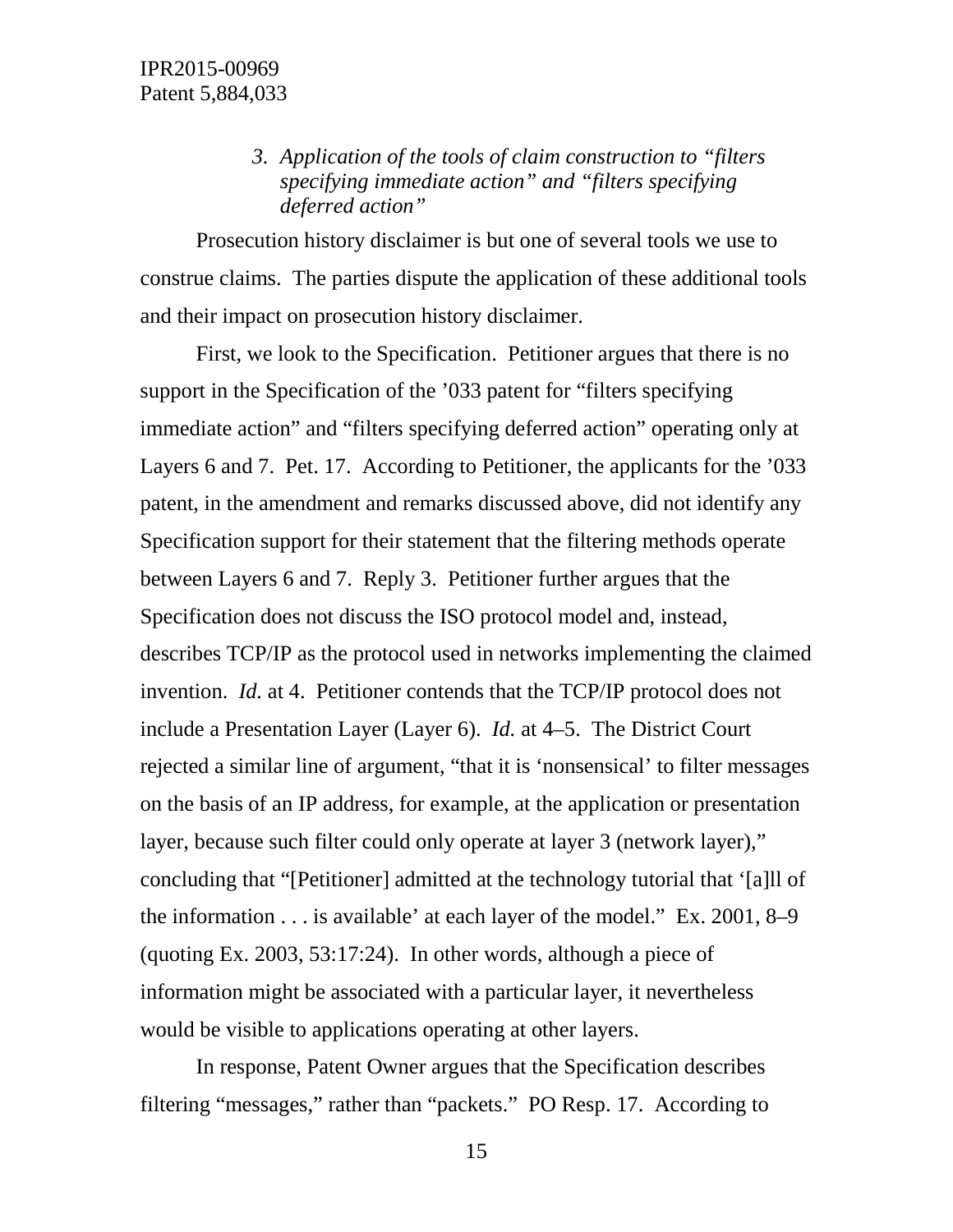### *3. Application of the tools of claim construction to "filters specifying immediate action" and "filters specifying deferred action"*

Prosecution history disclaimer is but one of several tools we use to construe claims. The parties dispute the application of these additional tools and their impact on prosecution history disclaimer.

First, we look to the Specification. Petitioner argues that there is no support in the Specification of the '033 patent for "filters specifying immediate action" and "filters specifying deferred action" operating only at Layers 6 and 7. Pet. 17. According to Petitioner, the applicants for the '033 patent, in the amendment and remarks discussed above, did not identify any Specification support for their statement that the filtering methods operate between Layers 6 and 7. Reply 3. Petitioner further argues that the Specification does not discuss the ISO protocol model and, instead, describes TCP/IP as the protocol used in networks implementing the claimed invention. *Id.* at 4. Petitioner contends that the TCP/IP protocol does not include a Presentation Layer (Layer 6). *Id.* at 4–5. The District Court rejected a similar line of argument, "that it is 'nonsensical' to filter messages on the basis of an IP address, for example, at the application or presentation layer, because such filter could only operate at layer 3 (network layer)," concluding that "[Petitioner] admitted at the technology tutorial that '[a]ll of the information . . . is available' at each layer of the model." Ex. 2001, 8–9 (quoting Ex. 2003, 53:17:24). In other words, although a piece of information might be associated with a particular layer, it nevertheless would be visible to applications operating at other layers.

In response, Patent Owner argues that the Specification describes filtering "messages," rather than "packets." PO Resp. 17. According to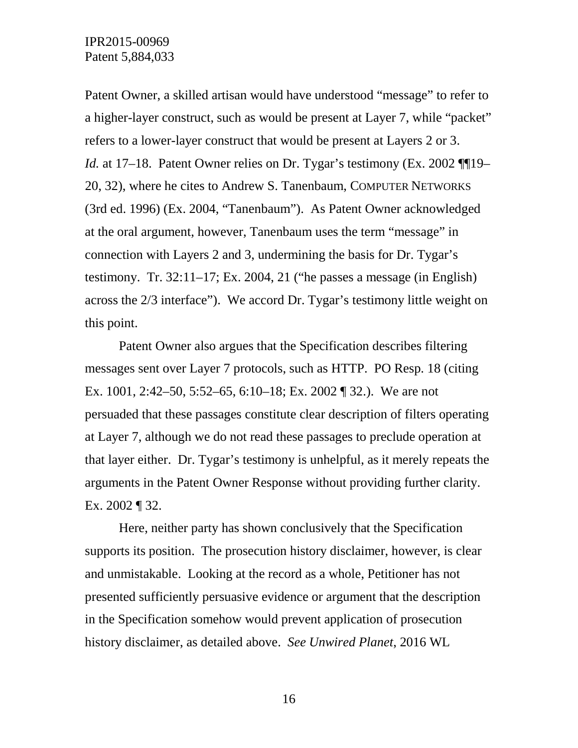Patent Owner, a skilled artisan would have understood "message" to refer to a higher-layer construct, such as would be present at Layer 7, while "packet" refers to a lower-layer construct that would be present at Layers 2 or 3. *Id.* at 17–18. Patent Owner relies on Dr. Tygar's testimony (Ex. 2002 ¶¶19–20, 32), where he cites to Andrew S. Tanenbaum, COMPUTER NETWORKS (3rd ed. 1996) (Ex. 2004, "Tanenbaum"). As Patent Owner acknowledged at the oral argument, however, Tanenbaum uses the term "message" in connection with Layers 2 and 3, undermining the basis for Dr. Tygar's testimony. Tr. 32:11–17; Ex. 2004, 21 ("he passes a message (in English) across the 2/3 interface"). We accord Dr. Tygar's testimony little weight on this point.

Patent Owner also argues that the Specification describes filtering messages sent over Layer 7 protocols, such as HTTP. PO Resp. 18 (citing Ex. 1001, 2:42–50, 5:52–65, 6:10–18; Ex. 2002 ¶ 32.). We are not persuaded that these passages constitute clear description of filters operating at Layer 7, although we do not read these passages to preclude operation at that layer either. Dr. Tygar's testimony is unhelpful, as it merely repeats the arguments in the Patent Owner Response without providing further clarity. Ex. 2002 ¶ 32.

Here, neither party has shown conclusively that the Specification supports its position. The prosecution history disclaimer, however, is clear and unmistakable. Looking at the record as a whole, Petitioner has not presented sufficiently persuasive evidence or argument that the description in the Specification somehow would prevent application of prosecution history disclaimer, as detailed above. *See Unwired Planet*, 2016 WL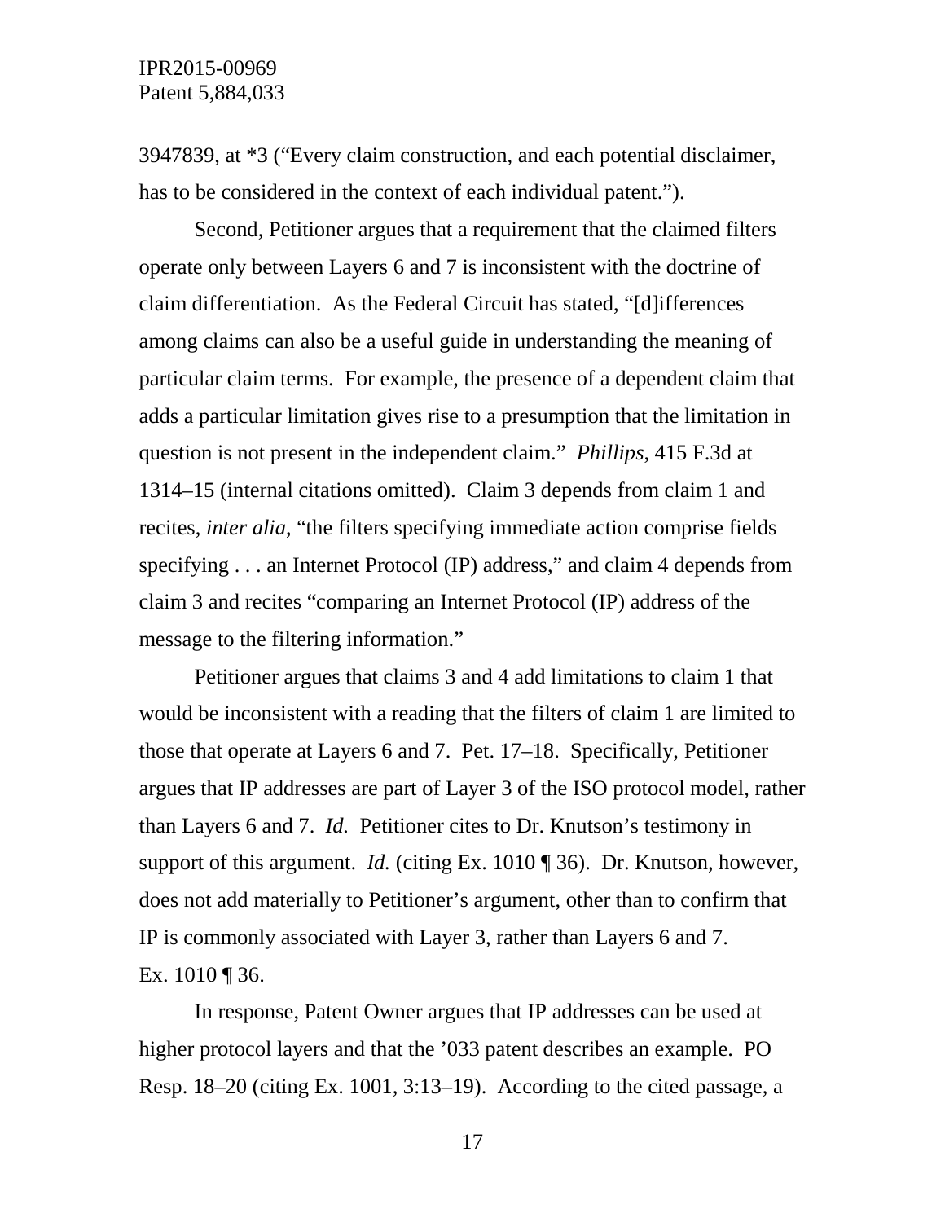3947839, at *3 ("Every claim construction, and each potential disclaimer, has to be considered in the context of each individual patent.").

Second, Petitioner argues that a requirement that the claimed filters operate only between Layers 6 and 7 is inconsistent with the doctrine of claim differentiation. As the Federal Circuit has stated, "[d]ifferences among claims can also be a useful guide in understanding the meaning of particular claim terms. For example, the presence of a dependent claim that adds a particular limitation gives rise to a presumption that the limitation in question is not present in the independent claim." *Phillips*, 415 F.3d at 1314–15 (internal citations omitted). Claim 3 depends from claim 1 and recites, *inter alia*, "the filters specifying immediate action comprise fields specifying . . . an Internet Protocol (IP) address," and claim 4 depends from claim 3 and recites "comparing an Internet Protocol (IP) address of the message to the filtering information."

Petitioner argues that claims 3 and 4 add limitations to claim 1 that would be inconsistent with a reading that the filters of claim 1 are limited to those that operate at Layers 6 and 7. Pet. 17–18. Specifically, Petitioner argues that IP addresses are part of Layer 3 of the ISO protocol model, rather than Layers 6 and 7. *Id.* Petitioner cites to Dr. Knutson's testimony in support of this argument. *Id.* (citing Ex. 1010 ¶ 36). Dr. Knutson, however, does not add materially to Petitioner's argument, other than to confirm that IP is commonly associated with Layer 3, rather than Layers 6 and 7. Ex. 1010 ¶ 36.

In response, Patent Owner argues that IP addresses can be used at higher protocol layers and that the '033 patent describes an example. PO Resp. 18–20 (citing Ex. 1001, 3:13–19). According to the cited passage, a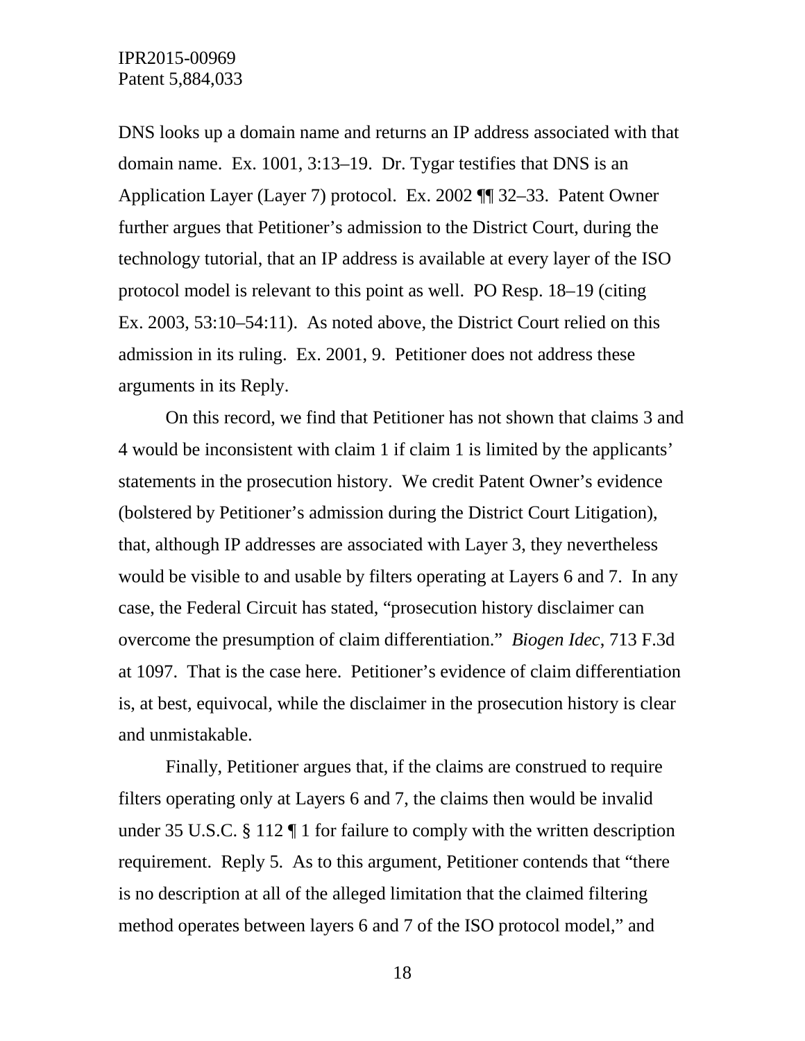DNS looks up a domain name and returns an IP address associated with that domain name. Ex. 1001, 3:13–19. Dr. Tygar testifies that DNS is an Application Layer (Layer 7) protocol. Ex. 2002 ¶¶ 32–33. Patent Owner further argues that Petitioner's admission to the District Court, during the technology tutorial, that an IP address is available at every layer of the ISO protocol model is relevant to this point as well. PO Resp. 18–19 (citing Ex. 2003, 53:10–54:11). As noted above, the District Court relied on this admission in its ruling. Ex. 2001, 9. Petitioner does not address these arguments in its Reply.

On this record, we find that Petitioner has not shown that claims 3 and 4 would be inconsistent with claim 1 if claim 1 is limited by the applicants' statements in the prosecution history. We credit Patent Owner's evidence (bolstered by Petitioner's admission during the District Court Litigation), that, although IP addresses are associated with Layer 3, they nevertheless would be visible to and usable by filters operating at Layers 6 and 7. In any case, the Federal Circuit has stated, "prosecution history disclaimer can overcome the presumption of claim differentiation." *Biogen Idec*, 713 F.3d at 1097. That is the case here. Petitioner's evidence of claim differentiation is, at best, equivocal, while the disclaimer in the prosecution history is clear and unmistakable.

Finally, Petitioner argues that, if the claims are construed to require filters operating only at Layers 6 and 7, the claims then would be invalid under 35 U.S.C. § 112 ¶ 1 for failure to comply with the written description requirement. Reply 5. As to this argument, Petitioner contends that "there is no description at all of the alleged limitation that the claimed filtering method operates between layers 6 and 7 of the ISO protocol model," and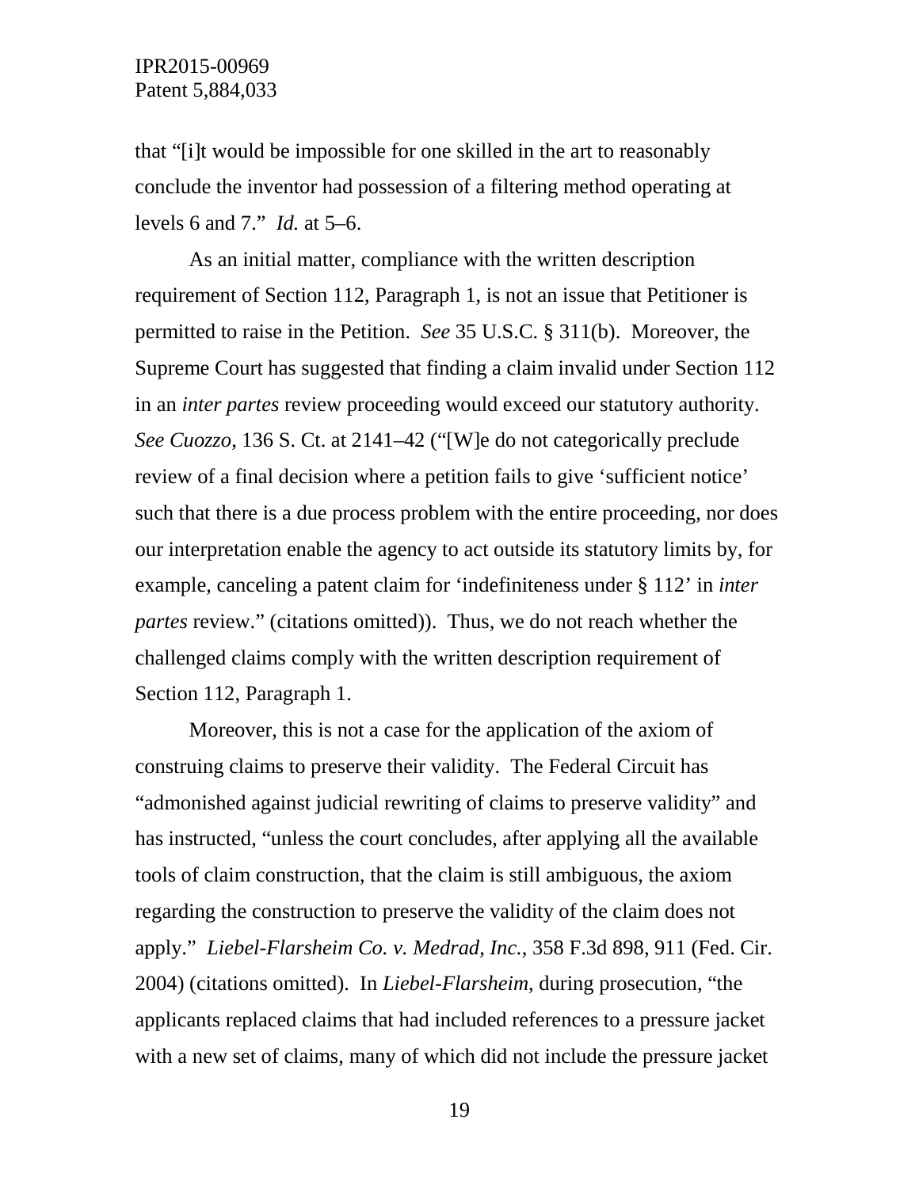that "[i]t would be impossible for one skilled in the art to reasonably conclude the inventor had possession of a filtering method operating at levels 6 and 7." *Id.* at 5–6.

As an initial matter, compliance with the written description requirement of Section 112, Paragraph 1, is not an issue that Petitioner is permitted to raise in the Petition. *See* 35 U.S.C. § 311(b). Moreover, the Supreme Court has suggested that finding a claim invalid under Section 112 in an *inter partes* review proceeding would exceed our statutory authority. *See Cuozzo*, 136 S. Ct. at 2141–42 ("[W]e do not categorically preclude review of a final decision where a petition fails to give 'sufficient notice' such that there is a due process problem with the entire proceeding, nor does our interpretation enable the agency to act outside its statutory limits by, for example, canceling a patent claim for 'indefiniteness under § 112' in *inter partes* review." (citations omitted)). Thus, we do not reach whether the challenged claims comply with the written description requirement of Section 112, Paragraph 1.

Moreover, this is not a case for the application of the axiom of construing claims to preserve their validity. The Federal Circuit has "admonished against judicial rewriting of claims to preserve validity" and has instructed, "unless the court concludes, after applying all the available tools of claim construction, that the claim is still ambiguous, the axiom regarding the construction to preserve the validity of the claim does not apply." *Liebel-Flarsheim Co. v. Medrad, Inc.*, 358 F.3d 898, 911 (Fed. Cir. 2004) (citations omitted). In *Liebel-Flarsheim*, during prosecution, "the applicants replaced claims that had included references to a pressure jacket with a new set of claims, many of which did not include the pressure jacket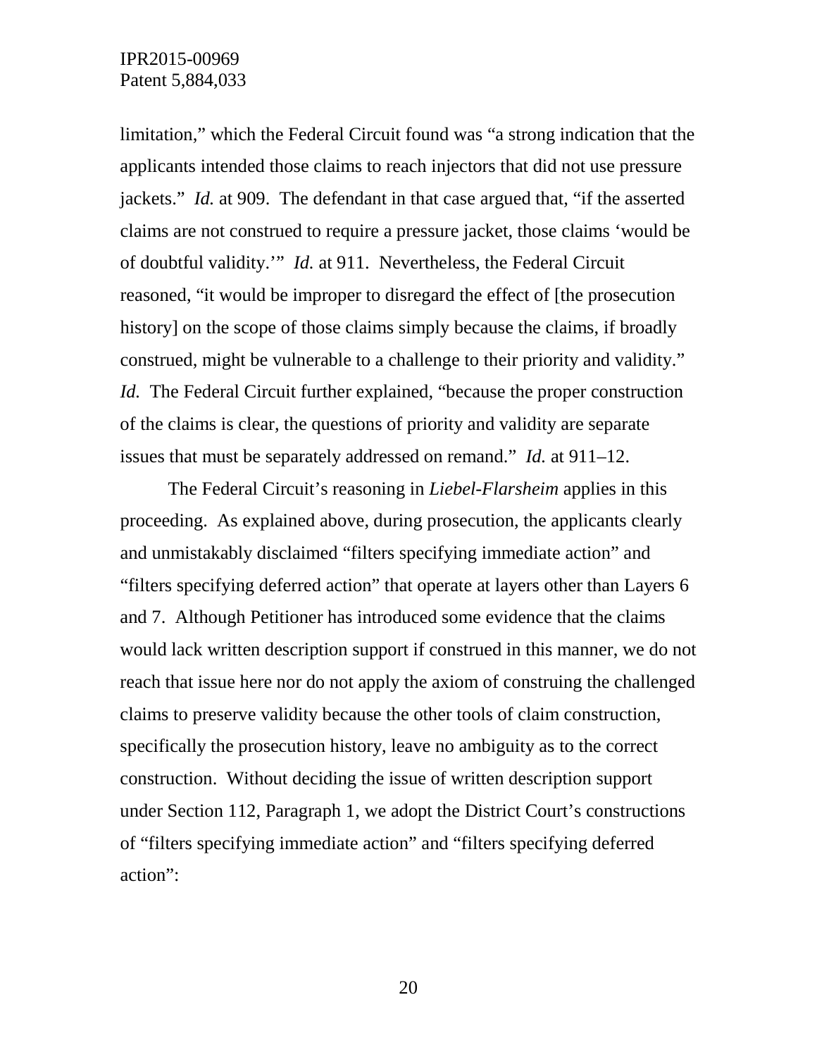limitation," which the Federal Circuit found was "a strong indication that the applicants intended those claims to reach injectors that did not use pressure jackets." *Id.* at 909. The defendant in that case argued that, "if the asserted claims are not construed to require a pressure jacket, those claims 'would be of doubtful validity.'" *Id.* at 911. Nevertheless, the Federal Circuit reasoned, "it would be improper to disregard the effect of [the prosecution history] on the scope of those claims simply because the claims, if broadly construed, might be vulnerable to a challenge to their priority and validity." *Id.* The Federal Circuit further explained, "because the proper construction of the claims is clear, the questions of priority and validity are separate issues that must be separately addressed on remand." *Id.* at 911–12.

The Federal Circuit's reasoning in *Liebel-Flarsheim* applies in this proceeding. As explained above, during prosecution, the applicants clearly and unmistakably disclaimed "filters specifying immediate action" and "filters specifying deferred action" that operate at layers other than Layers 6 and 7. Although Petitioner has introduced some evidence that the claims would lack written description support if construed in this manner, we do not reach that issue here nor do not apply the axiom of construing the challenged claims to preserve validity because the other tools of claim construction, specifically the prosecution history, leave no ambiguity as to the correct construction. Without deciding the issue of written description support under Section 112, Paragraph 1, we adopt the District Court's constructions of "filters specifying immediate action" and "filters specifying deferred action":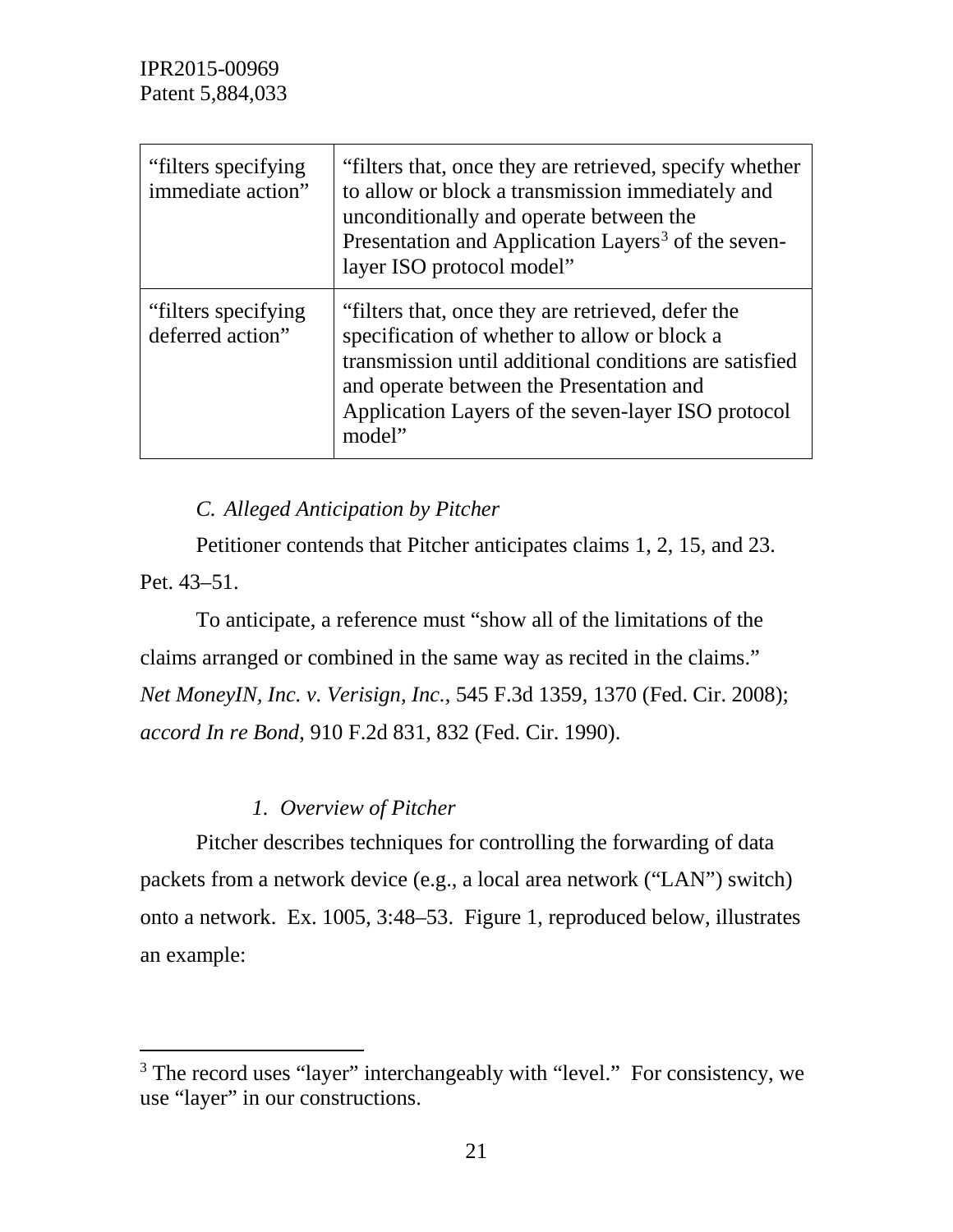| "filters specifying immediate action" | "filters that, once they are retrieved, specify whether to allow or block a transmission immediately and unconditionally and operate between the Presentation and Application Layers[3] of the seven-layer ISO protocol model" |
|---|---|
| "filters specifying deferred action" | "filters that, once they are retrieved, defer the specification of whether to allow or block a transmission until additional conditions are satisfied and operate between the Presentation and Application Layers of the seven-layer ISO protocol model" |

### *C. Alleged Anticipation by Pitcher*

Petitioner contends that Pitcher anticipates claims 1, 2, 15, and 23. Pet. 43–51.

To anticipate, a reference must "show all of the limitations of the claims arranged or combined in the same way as recited in the claims." *Net MoneyIN, Inc. v. Verisign, Inc.*, 545 F.3d 1359, 1370 (Fed. Cir. 2008); *accord In re Bond*, 910 F.2d 831, 832 (Fed. Cir. 1990).

#### *1. Overview of Pitcher*

Pitcher describes techniques for controlling the forwarding of data packets from a network device (e.g., a local area network ("LAN") switch) onto a network. Ex. 1005, 3:48–53. Figure 1, reproduced below, illustrates an example:

---

[3] The record uses "layer" interchangeably with "level." For consistency, we use "layer" in our constructions.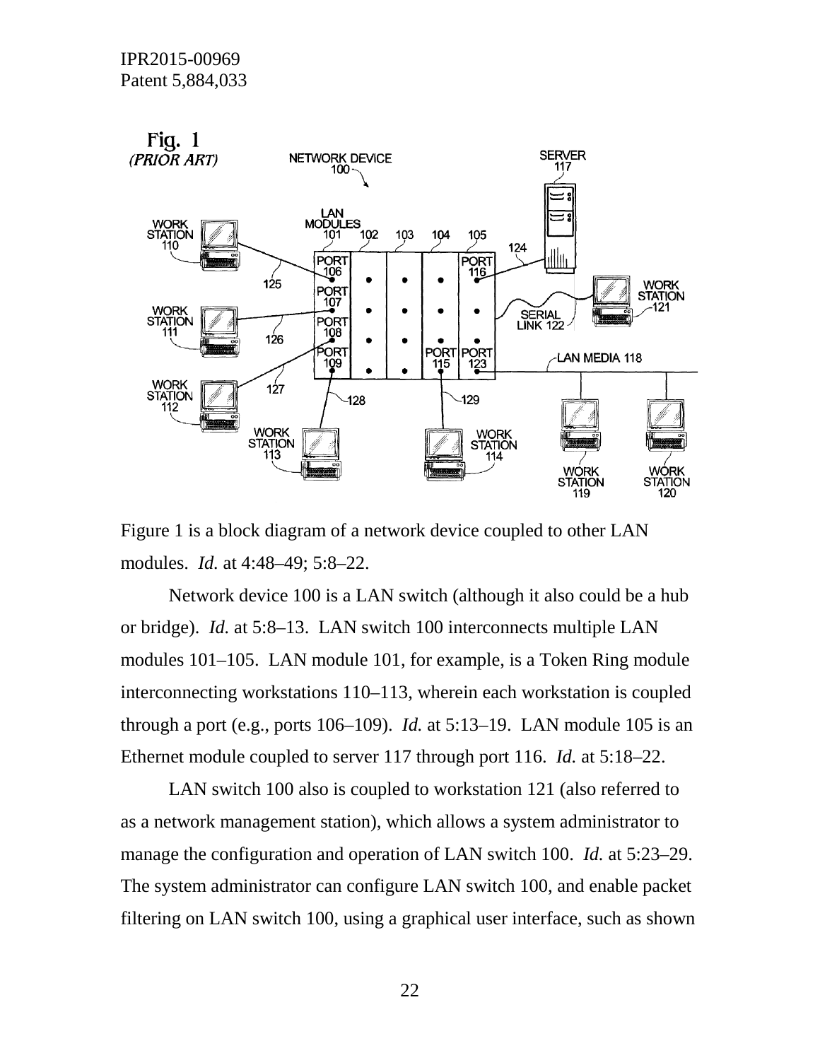Figure 1 is a block diagram of a network device coupled to other LAN modules. *Id.* at 4:48–49; 5:8–22.

Network device 100 is a LAN switch (although it also could be a hub or bridge). *Id.* at 5:8–13. LAN switch 100 interconnects multiple LAN modules 101–105. LAN module 101, for example, is a Token Ring module interconnecting workstations 110–113, wherein each workstation is coupled through a port (e.g., ports 106–109). *Id.* at 5:13–19. LAN module 105 is an Ethernet module coupled to server 117 through port 116. *Id.* at 5:18–22.

LAN switch 100 also is coupled to workstation 121 (also referred to as a network management station), which allows a system administrator to manage the configuration and operation of LAN switch 100. *Id.* at 5:23–29. The system administrator can configure LAN switch 100, and enable packet filtering on LAN switch 100, using a graphical user interface, such as shown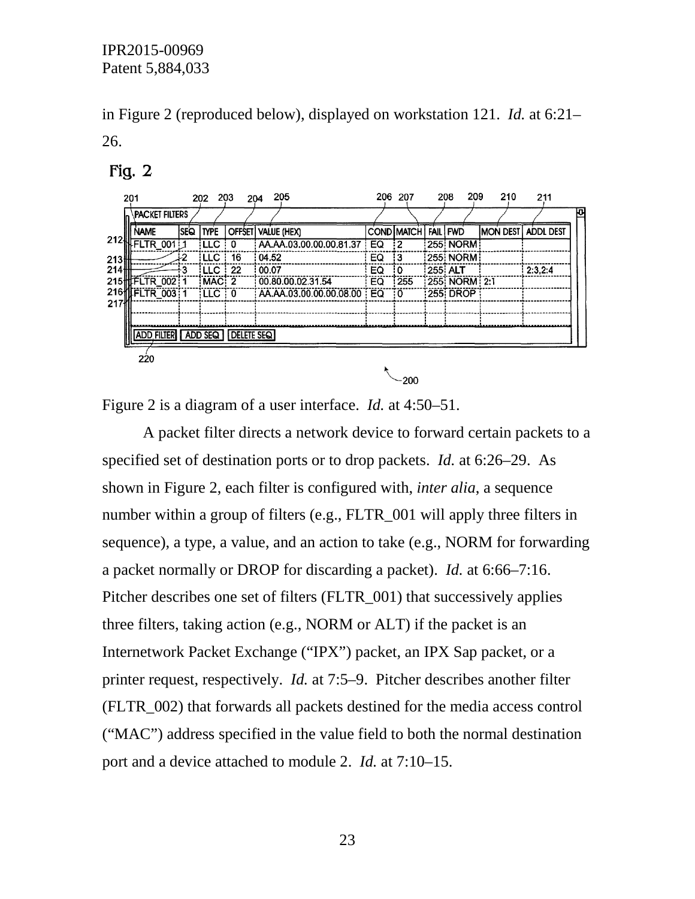in Figure 2 (reproduced below), displayed on workstation 121. *Id.* at 6:21–26.

**Fig. 2**

PACKET FILTERS

| NAME | SEQ | TYPE | OFFSET | VALUE (HEX) | COND | MATCH | FAIL | FWD | MON DEST | ADDL DEST |
|---|---|---|---|---|---|---|---|---|---|---|
| FLTR_001 | 1 | LLC | 0 | AA.AA.03.00.00.00.81.37 | EQ | 2 | 255 | NORM | | |
| | 2 | LLC | 16 | 04.52 | EQ | 3 | 255 | NORM | | |
| | 3 | LLC | 22 | 00.07 | EQ | 0 | 255 | ALT | | 2:3,2:4 |
| FLTR_002 | 1 | MAC | 2 | 00.80.00.02.31.54 | EQ | 255 | 255 | NORM | 2:1 | |
| FLTR_003 | 1 | LLC | 0 | AA.AA.03.00.00.00.08.00 | EQ | 0 | 255 | DROP | | |

ADD FILTER | ADD SEQ | DELETE SEQ

Figure 2 is a diagram of a user interface. *Id.* at 4:50–51.

A packet filter directs a network device to forward certain packets to a specified set of destination ports or to drop packets. *Id.* at 6:26–29. As shown in Figure 2, each filter is configured with, *inter alia*, a sequence number within a group of filters (e.g., FLTR_001 will apply three filters in sequence), a type, a value, and an action to take (e.g., NORM for forwarding a packet normally or DROP for discarding a packet). *Id.* at 6:66–7:16. Pitcher describes one set of filters (FLTR_001) that successively applies three filters, taking action (e.g., NORM or ALT) if the packet is an Internetwork Packet Exchange ("IPX") packet, an IPX Sap packet, or a printer request, respectively. *Id.* at 7:5–9. Pitcher describes another filter (FLTR_002) that forwards all packets destined for the media access control ("MAC") address specified in the value field to both the normal destination port and a device attached to module 2. *Id.* at 7:10–15.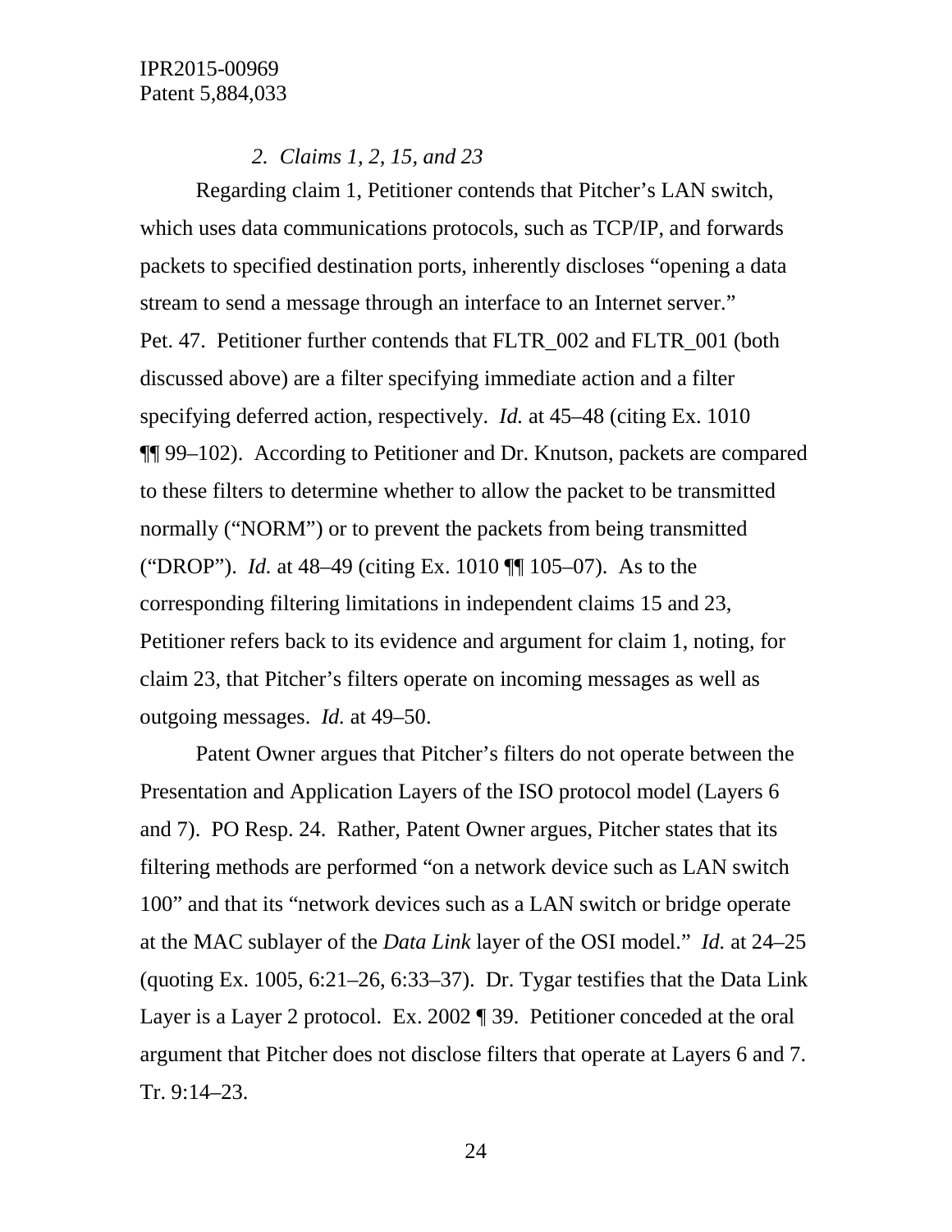### *2. Claims 1, 2, 15, and 23*

Regarding claim 1, Petitioner contends that Pitcher's LAN switch, which uses data communications protocols, such as TCP/IP, and forwards packets to specified destination ports, inherently discloses "opening a data stream to send a message through an interface to an Internet server." Pet. 47. Petitioner further contends that FLTR_002 and FLTR_001 (both discussed above) are a filter specifying immediate action and a filter specifying deferred action, respectively. *Id.* at 45–48 (citing Ex. 1010 ¶¶ 99–102). According to Petitioner and Dr. Knutson, packets are compared to these filters to determine whether to allow the packet to be transmitted normally ("NORM") or to prevent the packets from being transmitted ("DROP"). *Id.* at 48–49 (citing Ex. 1010 ¶¶ 105–07). As to the corresponding filtering limitations in independent claims 15 and 23, Petitioner refers back to its evidence and argument for claim 1, noting, for claim 23, that Pitcher's filters operate on incoming messages as well as outgoing messages. *Id.* at 49–50.

Patent Owner argues that Pitcher's filters do not operate between the Presentation and Application Layers of the ISO protocol model (Layers 6 and 7). PO Resp. 24. Rather, Patent Owner argues, Pitcher states that its filtering methods are performed "on a network device such as LAN switch 100" and that its "network devices such as a LAN switch or bridge operate at the MAC sublayer of the *Data Link* layer of the OSI model." *Id.* at 24–25 (quoting Ex. 1005, 6:21–26, 6:33–37). Dr. Tygar testifies that the Data Link Layer is a Layer 2 protocol. Ex. 2002 ¶ 39. Petitioner conceded at the oral argument that Pitcher does not disclose filters that operate at Layers 6 and 7. Tr. 9:14–23.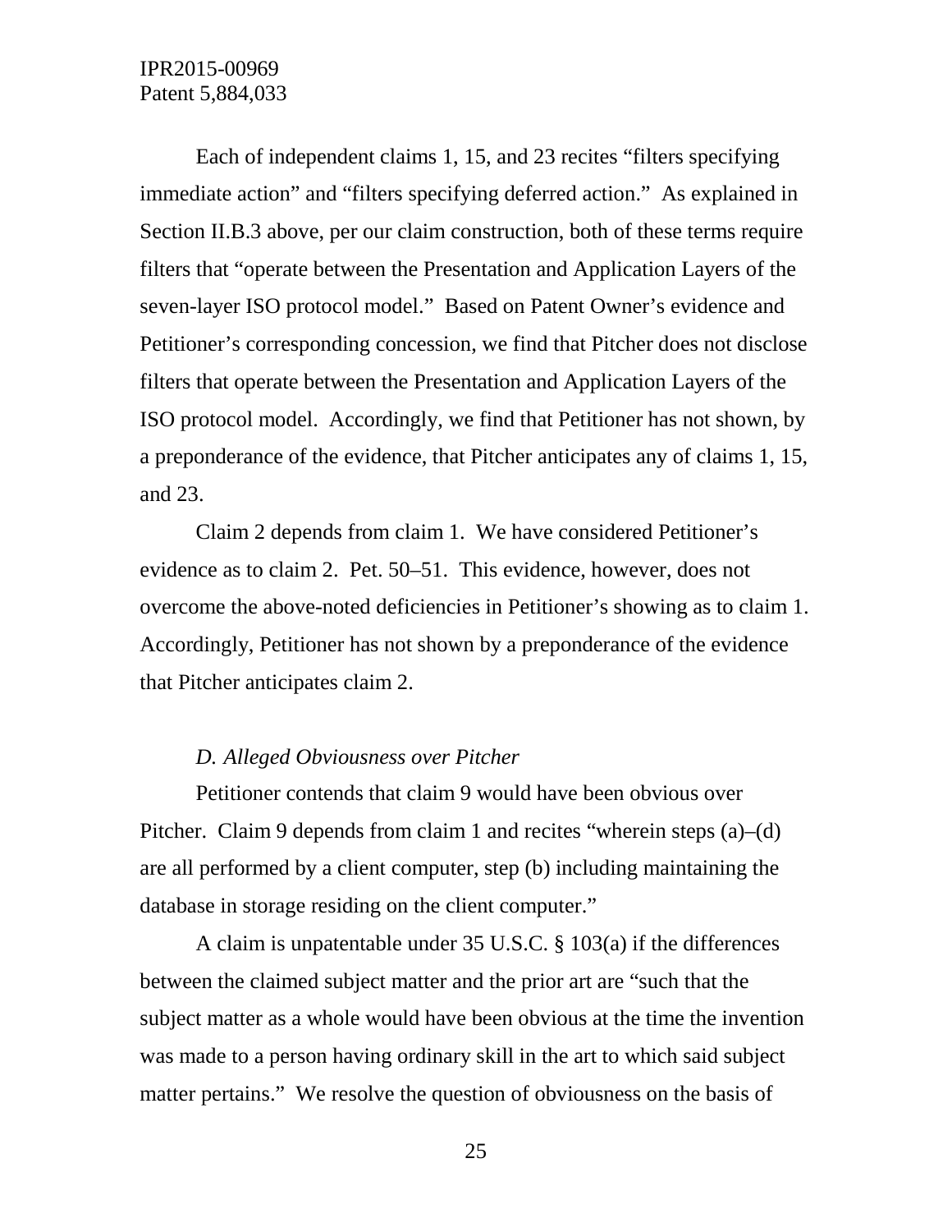Each of independent claims 1, 15, and 23 recites "filters specifying immediate action" and "filters specifying deferred action." As explained in Section II.B.3 above, per our claim construction, both of these terms require filters that "operate between the Presentation and Application Layers of the seven-layer ISO protocol model." Based on Patent Owner's evidence and Petitioner's corresponding concession, we find that Pitcher does not disclose filters that operate between the Presentation and Application Layers of the ISO protocol model. Accordingly, we find that Petitioner has not shown, by a preponderance of the evidence, that Pitcher anticipates any of claims 1, 15, and 23.

Claim 2 depends from claim 1. We have considered Petitioner's evidence as to claim 2. Pet. 50–51. This evidence, however, does not overcome the above-noted deficiencies in Petitioner's showing as to claim 1. Accordingly, Petitioner has not shown by a preponderance of the evidence that Pitcher anticipates claim 2.

### *D. Alleged Obviousness over Pitcher*

Petitioner contends that claim 9 would have been obvious over Pitcher. Claim 9 depends from claim 1 and recites "wherein steps (a)–(d) are all performed by a client computer, step (b) including maintaining the database in storage residing on the client computer."

A claim is unpatentable under 35 U.S.C. § 103(a) if the differences between the claimed subject matter and the prior art are "such that the subject matter as a whole would have been obvious at the time the invention was made to a person having ordinary skill in the art to which said subject matter pertains." We resolve the question of obviousness on the basis of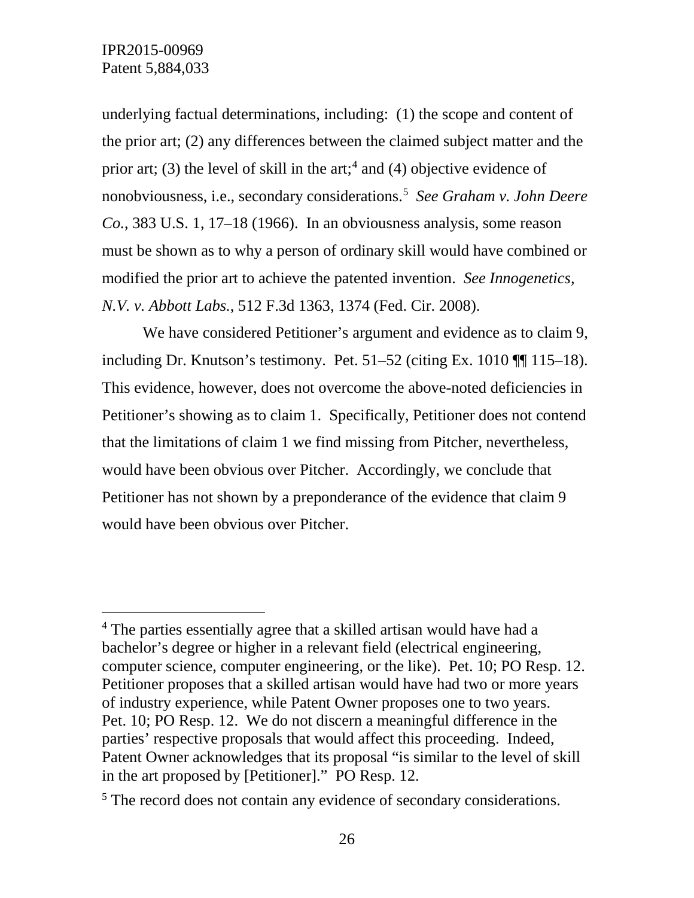underlying factual determinations, including: (1) the scope and content of the prior art; (2) any differences between the claimed subject matter and the prior art; (3) the level of skill in the art;[4] and (4) objective evidence of nonobviousness, i.e., secondary considerations.[5] *See Graham v. John Deere Co.*, 383 U.S. 1, 17–18 (1966). In an obviousness analysis, some reason must be shown as to why a person of ordinary skill would have combined or modified the prior art to achieve the patented invention. *See Innogenetics, N.V. v. Abbott Labs.*, 512 F.3d 1363, 1374 (Fed. Cir. 2008).

We have considered Petitioner's argument and evidence as to claim 9, including Dr. Knutson's testimony. Pet. 51–52 (citing Ex. 1010 ¶¶ 115–18). This evidence, however, does not overcome the above-noted deficiencies in Petitioner's showing as to claim 1. Specifically, Petitioner does not contend that the limitations of claim 1 we find missing from Pitcher, nevertheless, would have been obvious over Pitcher. Accordingly, we conclude that Petitioner has not shown by a preponderance of the evidence that claim 9 would have been obvious over Pitcher.

---

[4] The parties essentially agree that a skilled artisan would have had a bachelor's degree or higher in a relevant field (electrical engineering, computer science, computer engineering, or the like). Pet. 10; PO Resp. 12. Petitioner proposes that a skilled artisan would have had two or more years of industry experience, while Patent Owner proposes one to two years. Pet. 10; PO Resp. 12. We do not discern a meaningful difference in the parties' respective proposals that would affect this proceeding. Indeed, Patent Owner acknowledges that its proposal "is similar to the level of skill in the art proposed by [Petitioner]." PO Resp. 12.

[5] The record does not contain any evidence of secondary considerations.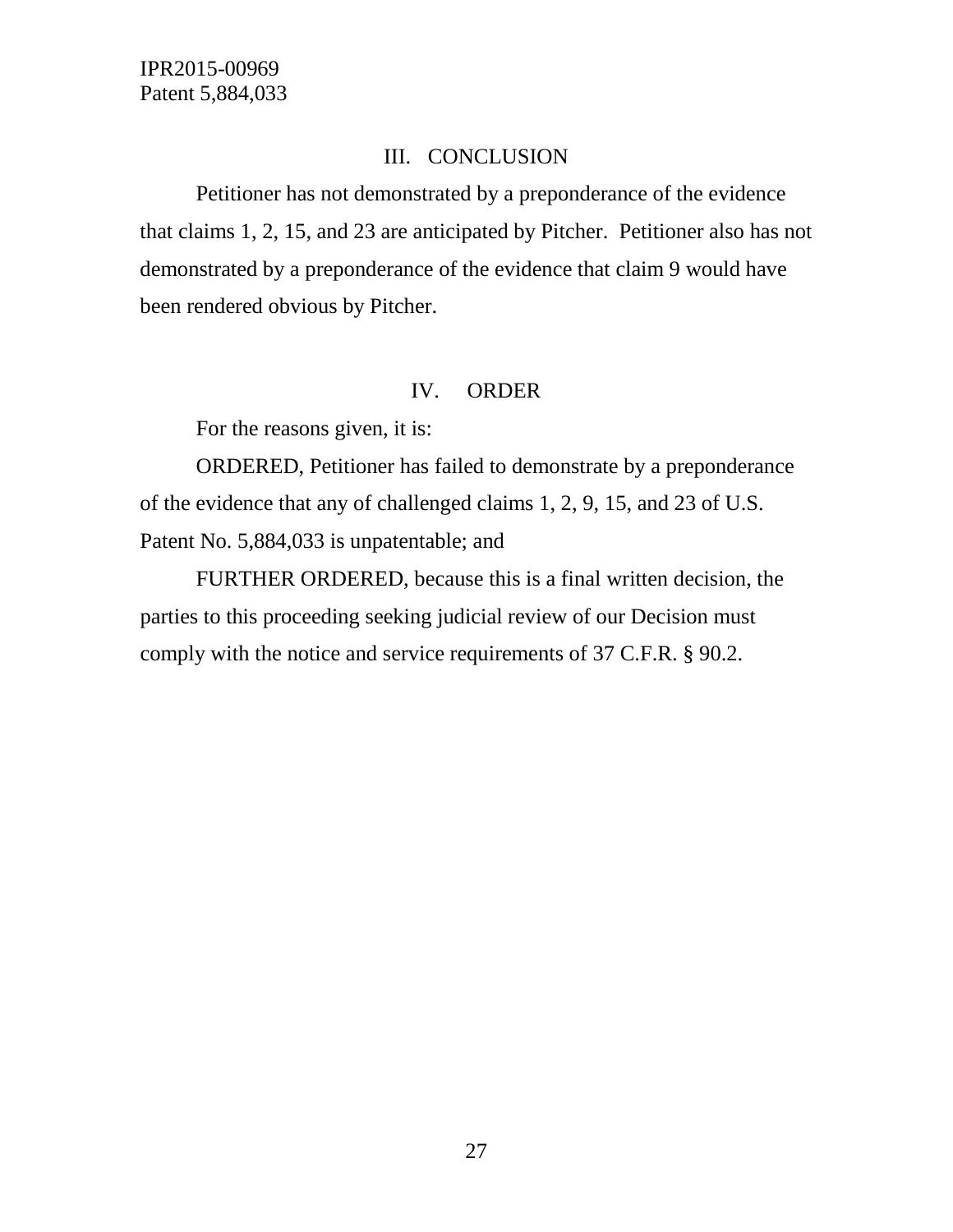## III. CONCLUSION

Petitioner has not demonstrated by a preponderance of the evidence that claims 1, 2, 15, and 23 are anticipated by Pitcher. Petitioner also has not demonstrated by a preponderance of the evidence that claim 9 would have been rendered obvious by Pitcher.

## IV. ORDER

For the reasons given, it is:

ORDERED, Petitioner has failed to demonstrate by a preponderance of the evidence that any of challenged claims 1, 2, 9, 15, and 23 of U.S. Patent No. 5,884,033 is unpatentable; and

FURTHER ORDERED, because this is a final written decision, the parties to this proceeding seeking judicial review of our Decision must comply with the notice and service requirements of 37 C.F.R. § 90.2.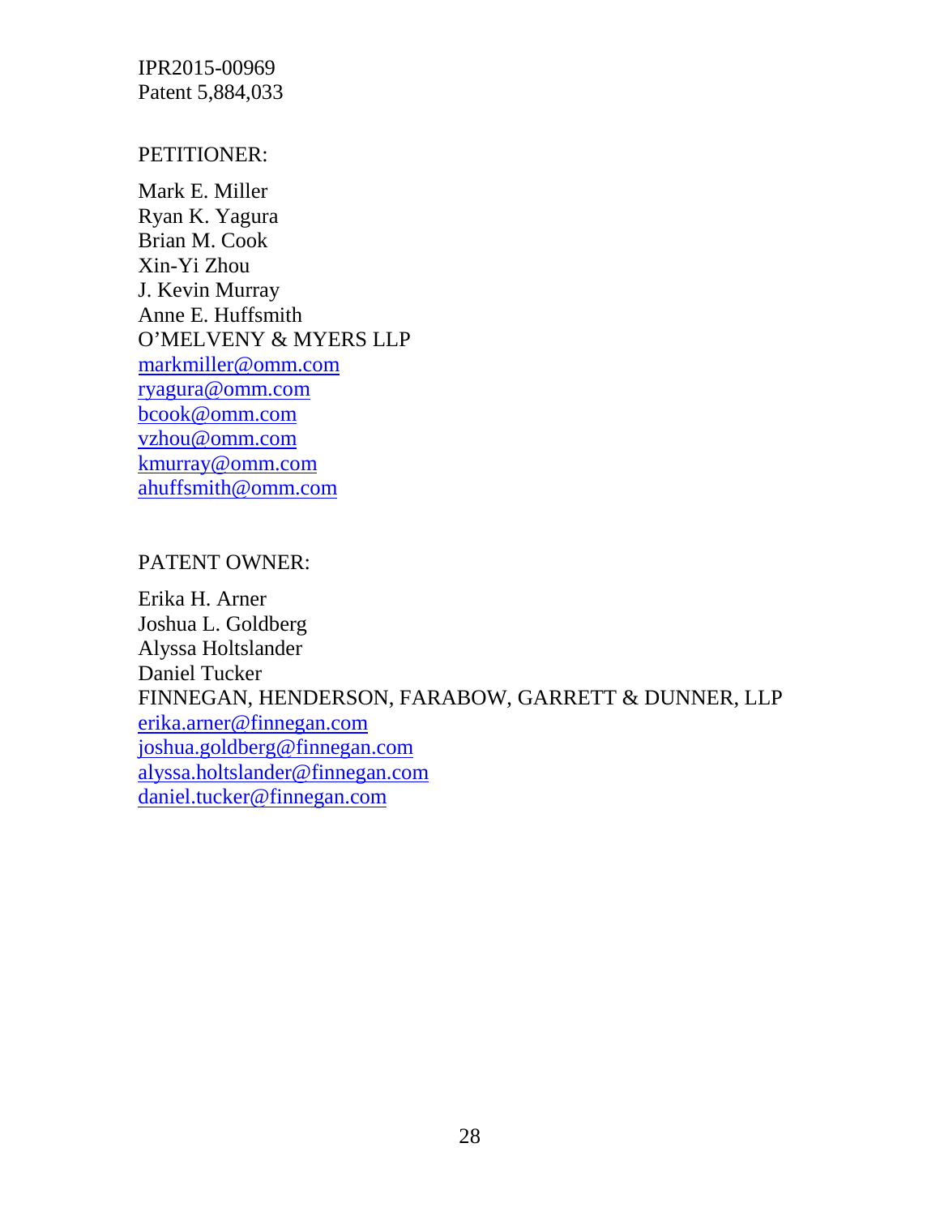IPR2015-00969
Patent 5,884,033

PETITIONER:

Mark E. Miller
Ryan K. Yagura
Brian M. Cook
Xin-Yi Zhou
J. Kevin Murray
Anne E. Huffsmith
O'MELVENY & MYERS LLP
markmiller@omm.com
ryagura@omm.com
bcook@omm.com
vzhou@omm.com
kmurray@omm.com
ahuffsmith@omm.com

PATENT OWNER:

Erika H. Arner
Joshua L. Goldberg
Alyssa Holtslander
Daniel Tucker
FINNEGAN, HENDERSON, FARABOW, GARRETT & DUNNER, LLP
erika.arner@finnegan.com
joshua.goldberg@finnegan.com
alyssa.holtslander@finnegan.com
daniel.tucker@finnegan.com